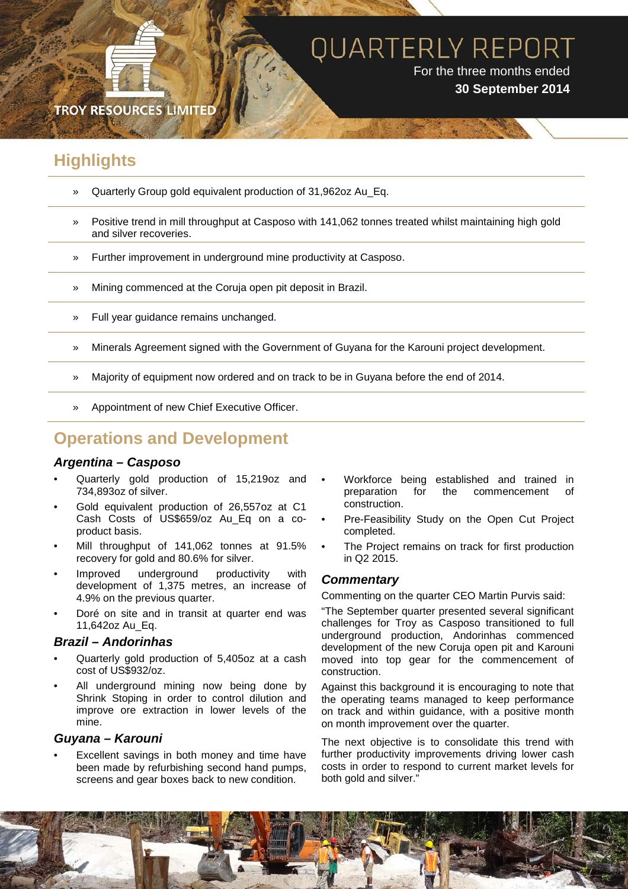TROY RESOURCES LIMITED

# QUARTERLY REPORT

For the three months ended

**30 September 2014**

## Highlights

» Quarterly Group gold equivalent production of 31,962oz Au_Eq.

» Positive trend in mill throughput at Casposo with 141,062 tonnes treated whilst maintaining high gold and silver recoveries.

» Further improvement in underground mine productivity at Casposo.

» Mining commenced at the Coruja open pit deposit in Brazil.

» Full year guidance remains unchanged.

» Minerals Agreement signed with the Government of Guyana for the Karouni project development.

» Majority of equipment now ordered and on track to be in Guyana before the end of 2014.

» Appointment of new Chief Executive Officer.

## Operations and Development

### *Argentina – Casposo*

- Quarterly gold production of 15,219oz and 734,893oz of silver.
- Gold equivalent production of 26,557oz at C1 Cash Costs of US$659/oz Au_Eq on a co-product basis.
- Mill throughput of 141,062 tonnes at 91.5% recovery for gold and 80.6% for silver.
- Improved underground productivity with development of 1,375 metres, an increase of 4.9% on the previous quarter.
- Doré on site and in transit at quarter end was 11,642oz Au_Eq.

### *Brazil – Andorinhas*

- Quarterly gold production of 5,405oz at a cash cost of US$932/oz.
- All underground mining now being done by Shrink Stoping in order to control dilution and improve ore extraction in lower levels of the mine.

### *Guyana – Karouni*

- Excellent savings in both money and time have been made by refurbishing second hand pumps, screens and gear boxes back to new condition.
- Workforce being established and trained in preparation for the commencement of construction.
- Pre-Feasibility Study on the Open Cut Project completed.
- The Project remains on track for first production in Q2 2015.

### *Commentary*

Commenting on the quarter CEO Martin Purvis said:

"The September quarter presented several significant challenges for Troy as Casposo transitioned to full underground production, Andorinhas commenced development of the new Coruja open pit and Karouni moved into top gear for the commencement of construction.

Against this background it is encouraging to note that the operating teams managed to keep performance on track and within guidance, with a positive month on month improvement over the quarter.

The next objective is to consolidate this trend with further productivity improvements driving lower cash costs in order to respond to current market levels for both gold and silver."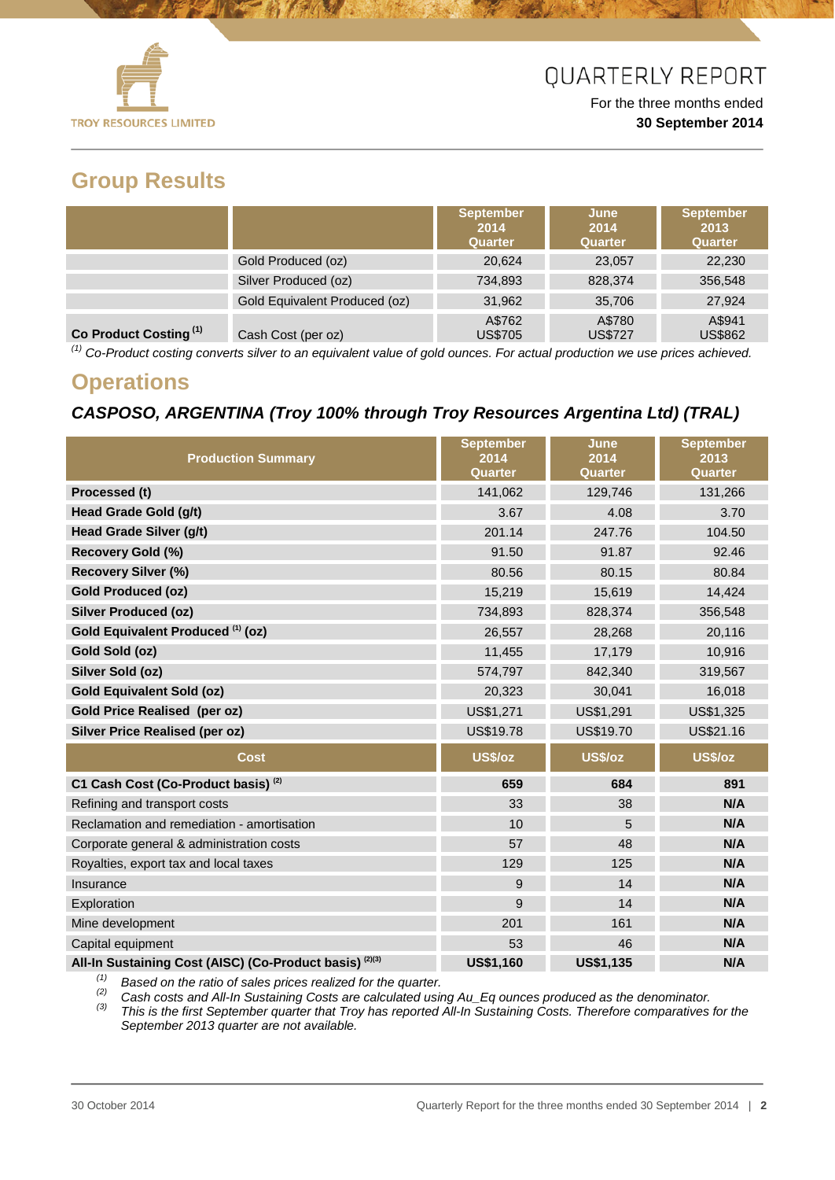# QUARTERLY REPORT

For the three months ended
**30 September 2014**

## Group Results

| | | September 2014 Quarter | June 2014 Quarter | September 2013 Quarter |
|---|---|---|---|---|
| | Gold Produced (oz) | 20,624 | 23,057 | 22,230 |
| | Silver Produced (oz) | 734,893 | 828,374 | 356,548 |
| | Gold Equivalent Produced (oz) | 31,962 | 35,706 | 27,924 |
| **Co Product Costing** [(1)] | Cash Cost (per oz) | A$762 US$705 | A$780 US$727 | A$941 US$862 |

*[(1)] Co-Product costing converts silver to an equivalent value of gold ounces. For actual production we use prices achieved.*

## Operations

### *CASPOSO, ARGENTINA (Troy 100% through Troy Resources Argentina Ltd) (TRAL)*

| Production Summary | September 2014 Quarter | June 2014 Quarter | September 2013 Quarter |
|---|---|---|---|
| **Processed (t)** | 141,062 | 129,746 | 131,266 |
| **Head Grade Gold (g/t)** | 3.67 | 4.08 | 3.70 |
| **Head Grade Silver (g/t)** | 201.14 | 247.76 | 104.50 |
| **Recovery Gold (%)** | 91.50 | 91.87 | 92.46 |
| **Recovery Silver (%)** | 80.56 | 80.15 | 80.84 |
| **Gold Produced (oz)** | 15,219 | 15,619 | 14,424 |
| **Silver Produced (oz)** | 734,893 | 828,374 | 356,548 |
| **Gold Equivalent Produced** [(1)] **(oz)** | 26,557 | 28,268 | 20,116 |
| **Gold Sold (oz)** | 11,455 | 17,179 | 10,916 |
| **Silver Sold (oz)** | 574,797 | 842,340 | 319,567 |
| **Gold Equivalent Sold (oz)** | 20,323 | 30,041 | 16,018 |
| **Gold Price Realised (per oz)** | US$1,271 | US$1,291 | US$1,325 |
| **Silver Price Realised (per oz)** | US$19.78 | US$19.70 | US$21.16 |
| **Cost** | **US$/oz** | **US$/oz** | **US$/oz** |
| **C1 Cash Cost (Co-Product basis)** [(2)] | **659** | **684** | **891** |
| Refining and transport costs | 33 | 38 | **N/A** |
| Reclamation and remediation - amortisation | 10 | 5 | **N/A** |
| Corporate general & administration costs | 57 | 48 | **N/A** |
| Royalties, export tax and local taxes | 129 | 125 | **N/A** |
| Insurance | 9 | 14 | **N/A** |
| Exploration | 9 | 14 | **N/A** |
| Mine development | 201 | 161 | **N/A** |
| Capital equipment | 53 | 46 | **N/A** |
| **All-In Sustaining Cost (AISC) (Co-Product basis)** [(2)(3)] | **US$1,160** | **US$1,135** | **N/A** |

*[(1)] Based on the ratio of sales prices realized for the quarter.*
*[(2)] Cash costs and All-In Sustaining Costs are calculated using Au_Eq ounces produced as the denominator.*
*[(3)] This is the first September quarter that Troy has reported All-In Sustaining Costs. Therefore comparatives for the September 2013 quarter are not available.*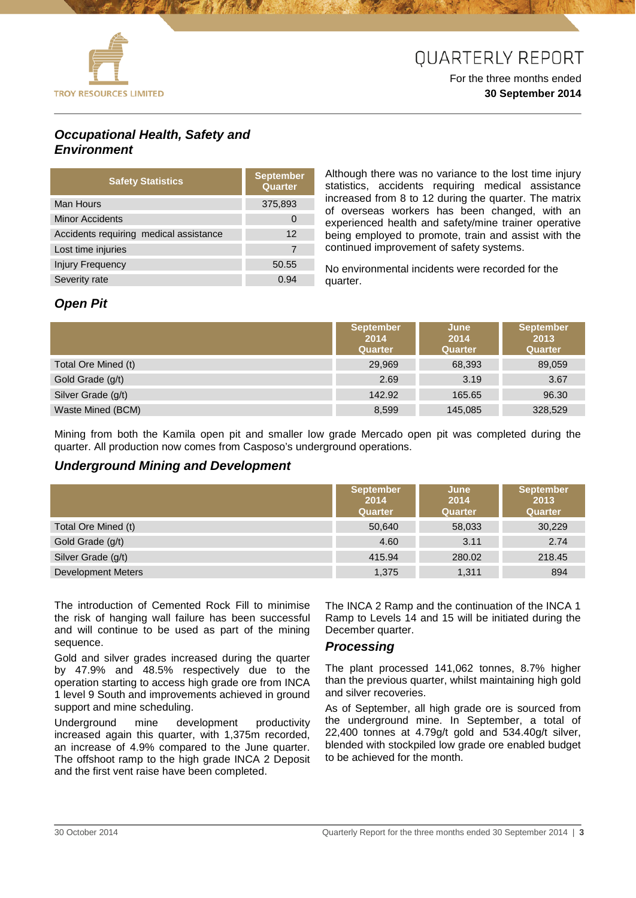## *Occupational Health, Safety and Environment*

| Safety Statistics | September Quarter |
|---|---|
| Man Hours | 375,893 |
| Minor Accidents | 0 |
| Accidents requiring medical assistance | 12 |
| Lost time injuries | 7 |
| Injury Frequency | 50.55 |
| Severity rate | 0.94 |

Although there was no variance to the lost time injury statistics, accidents requiring medical assistance increased from 8 to 12 during the quarter. The matrix of overseas workers has been changed, with an experienced health and safety/mine trainer operative being employed to promote, train and assist with the continued improvement of safety systems.

No environmental incidents were recorded for the quarter.

## *Open Pit*

| | September 2014 Quarter | June 2014 Quarter | September 2013 Quarter |
|---|---|---|---|
| Total Ore Mined (t) | 29,969 | 68,393 | 89,059 |
| Gold Grade (g/t) | 2.69 | 3.19 | 3.67 |
| Silver Grade (g/t) | 142.92 | 165.65 | 96.30 |
| Waste Mined (BCM) | 8,599 | 145,085 | 328,529 |

Mining from both the Kamila open pit and smaller low grade Mercado open pit was completed during the quarter. All production now comes from Casposo's underground operations.

## *Underground Mining and Development*

| | September 2014 Quarter | June 2014 Quarter | September 2013 Quarter |
|---|---|---|---|
| Total Ore Mined (t) | 50,640 | 58,033 | 30,229 |
| Gold Grade (g/t) | 4.60 | 3.11 | 2.74 |
| Silver Grade (g/t) | 415.94 | 280.02 | 218.45 |
| Development Meters | 1,375 | 1,311 | 894 |

The introduction of Cemented Rock Fill to minimise the risk of hanging wall failure has been successful and will continue to be used as part of the mining sequence.

Gold and silver grades increased during the quarter by 47.9% and 48.5% respectively due to the operation starting to access high grade ore from INCA 1 level 9 South and improvements achieved in ground support and mine scheduling.

Underground mine development productivity increased again this quarter, with 1,375m recorded, an increase of 4.9% compared to the June quarter. The offshoot ramp to the high grade INCA 2 Deposit and the first vent raise have been completed.

The INCA 2 Ramp and the continuation of the INCA 1 Ramp to Levels 14 and 15 will be initiated during the December quarter.

## *Processing*

The plant processed 141,062 tonnes, 8.7% higher than the previous quarter, whilst maintaining high gold and silver recoveries.

As of September, all high grade ore is sourced from the underground mine. In September, a total of 22,400 tonnes at 4.79g/t gold and 534.40g/t silver, blended with stockpiled low grade ore enabled budget to be achieved for the month.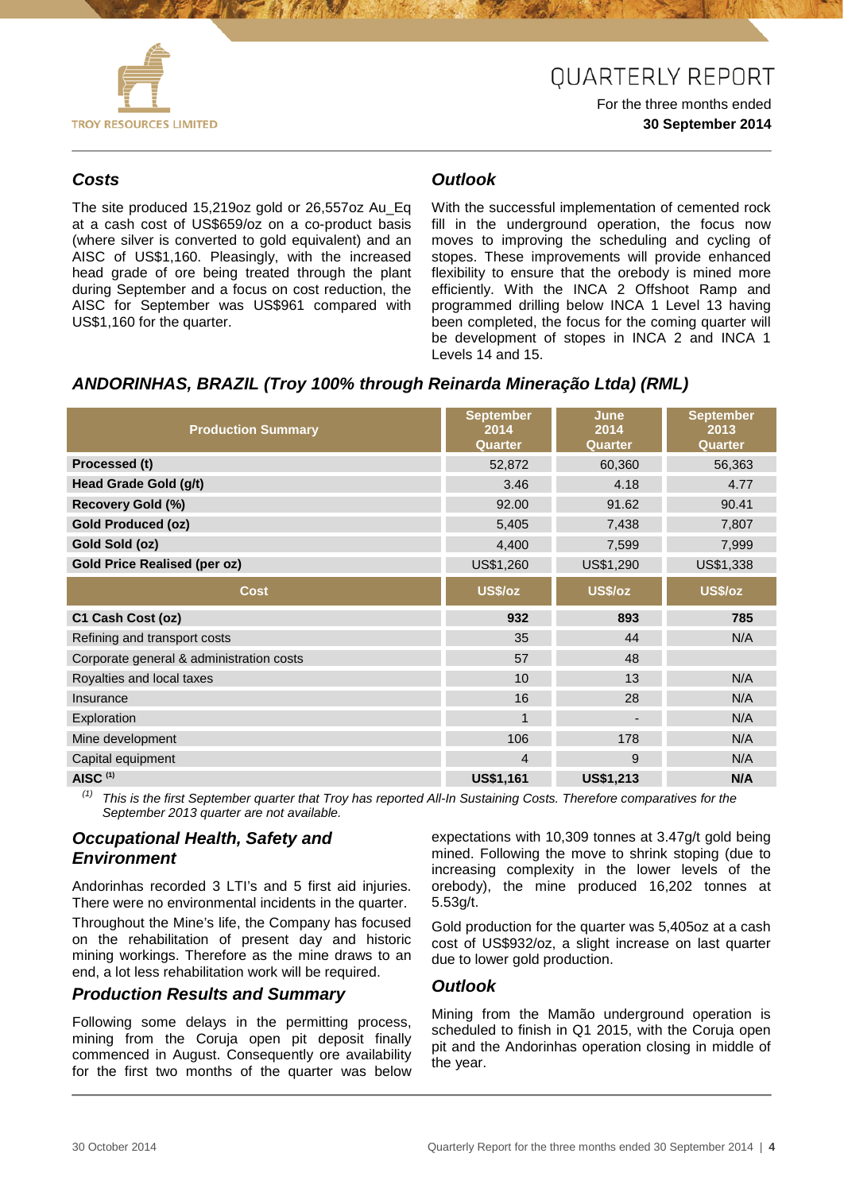### Costs

The site produced 15,219oz gold or 26,557oz Au_Eq at a cash cost of US$659/oz on a co-product basis (where silver is converted to gold equivalent) and an AISC of US$1,160. Pleasingly, with the increased head grade of ore being treated through the plant during September and a focus on cost reduction, the AISC for September was US$961 compared with US$1,160 for the quarter.

### Outlook

With the successful implementation of cemented rock fill in the underground operation, the focus now moves to improving the scheduling and cycling of stopes. These improvements will provide enhanced flexibility to ensure that the orebody is mined more efficiently. With the INCA 2 Offshoot Ramp and programmed drilling below INCA 1 Level 13 having been completed, the focus for the coming quarter will be development of stopes in INCA 2 and INCA 1 Levels 14 and 15.

## ANDORINHAS, BRAZIL (Troy 100% through Reinarda Mineração Ltda) (RML)

| Production Summary | September 2014 Quarter | June 2014 Quarter | September 2013 Quarter |
|---|---|---|---|
| **Processed (t)** | 52,872 | 60,360 | 56,363 |
| **Head Grade Gold (g/t)** | 3.46 | 4.18 | 4.77 |
| **Recovery Gold (%)** | 92.00 | 91.62 | 90.41 |
| **Gold Produced (oz)** | 5,405 | 7,438 | 7,807 |
| **Gold Sold (oz)** | 4,400 | 7,599 | 7,999 |
| **Gold Price Realised (per oz)** | US$1,260 | US$1,290 | US$1,338 |
| **Cost** | **US$/oz** | **US$/oz** | **US$/oz** |
| **C1 Cash Cost (oz)** | **932** | **893** | **785** |
| Refining and transport costs | 35 | 44 | N/A |
| Corporate general & administration costs | 57 | 48 | |
| Royalties and local taxes | 10 | 13 | N/A |
| Insurance | 16 | 28 | N/A |
| Exploration | 1 | - | N/A |
| Mine development | 106 | 178 | N/A |
| Capital equipment | 4 | 9 | N/A |
| **AISC** [1] | **US$1,161** | **US$1,213** | **N/A** |

*(1) This is the first September quarter that Troy has reported All-In Sustaining Costs. Therefore comparatives for the September 2013 quarter are not available.*

### Occupational Health, Safety and Environment

Andorinhas recorded 3 LTI's and 5 first aid injuries. There were no environmental incidents in the quarter.

Throughout the Mine's life, the Company has focused on the rehabilitation of present day and historic mining workings. Therefore as the mine draws to an end, a lot less rehabilitation work will be required.

### Production Results and Summary

Following some delays in the permitting process, mining from the Coruja open pit deposit finally commenced in August. Consequently ore availability for the first two months of the quarter was below expectations with 10,309 tonnes at 3.47g/t gold being mined. Following the move to shrink stoping (due to increasing complexity in the lower levels of the orebody), the mine produced 16,202 tonnes at 5.53g/t.

Gold production for the quarter was 5,405oz at a cash cost of US$932/oz, a slight increase on last quarter due to lower gold production.

### Outlook

Mining from the Mamão underground operation is scheduled to finish in Q1 2015, with the Coruja open pit and the Andorinhas operation closing in middle of the year.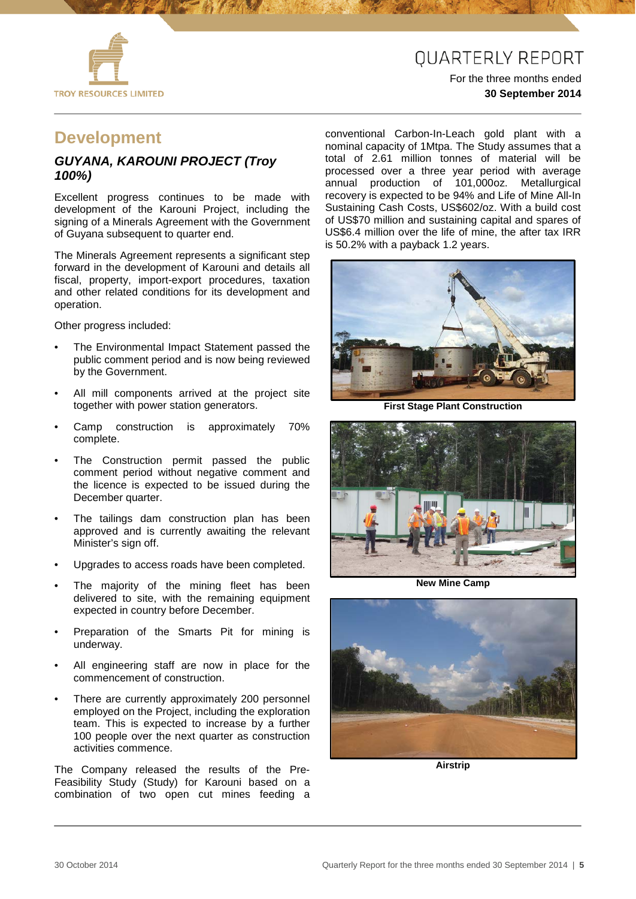## Development

### *GUYANA, KAROUNI PROJECT (Troy 100%)*

Excellent progress continues to be made with development of the Karouni Project, including the signing of a Minerals Agreement with the Government of Guyana subsequent to quarter end.

The Minerals Agreement represents a significant step forward in the development of Karouni and details all fiscal, property, import-export procedures, taxation and other related conditions for its development and operation.

Other progress included:

- The Environmental Impact Statement passed the public comment period and is now being reviewed by the Government.
- All mill components arrived at the project site together with power station generators.
- Camp construction is approximately 70% complete.
- The Construction permit passed the public comment period without negative comment and the licence is expected to be issued during the December quarter.
- The tailings dam construction plan has been approved and is currently awaiting the relevant Minister's sign off.
- Upgrades to access roads have been completed.
- The majority of the mining fleet has been delivered to site, with the remaining equipment expected in country before December.
- Preparation of the Smarts Pit for mining is underway.
- All engineering staff are now in place for the commencement of construction.
- There are currently approximately 200 personnel employed on the Project, including the exploration team. This is expected to increase by a further 100 people over the next quarter as construction activities commence.

The Company released the results of the Pre-Feasibility Study (Study) for Karouni based on a combination of two open cut mines feeding a conventional Carbon-In-Leach gold plant with a nominal capacity of 1Mtpa. The Study assumes that a total of 2.61 million tonnes of material will be processed over a three year period with average annual production of 101,000oz. Metallurgical recovery is expected to be 94% and Life of Mine All-In Sustaining Cash Costs, US$602/oz. With a build cost of US$70 million and sustaining capital and spares of US$6.4 million over the life of mine, the after tax IRR is 50.2% with a payback 1.2 years.

**First Stage Plant Construction**

**New Mine Camp**

**Airstrip**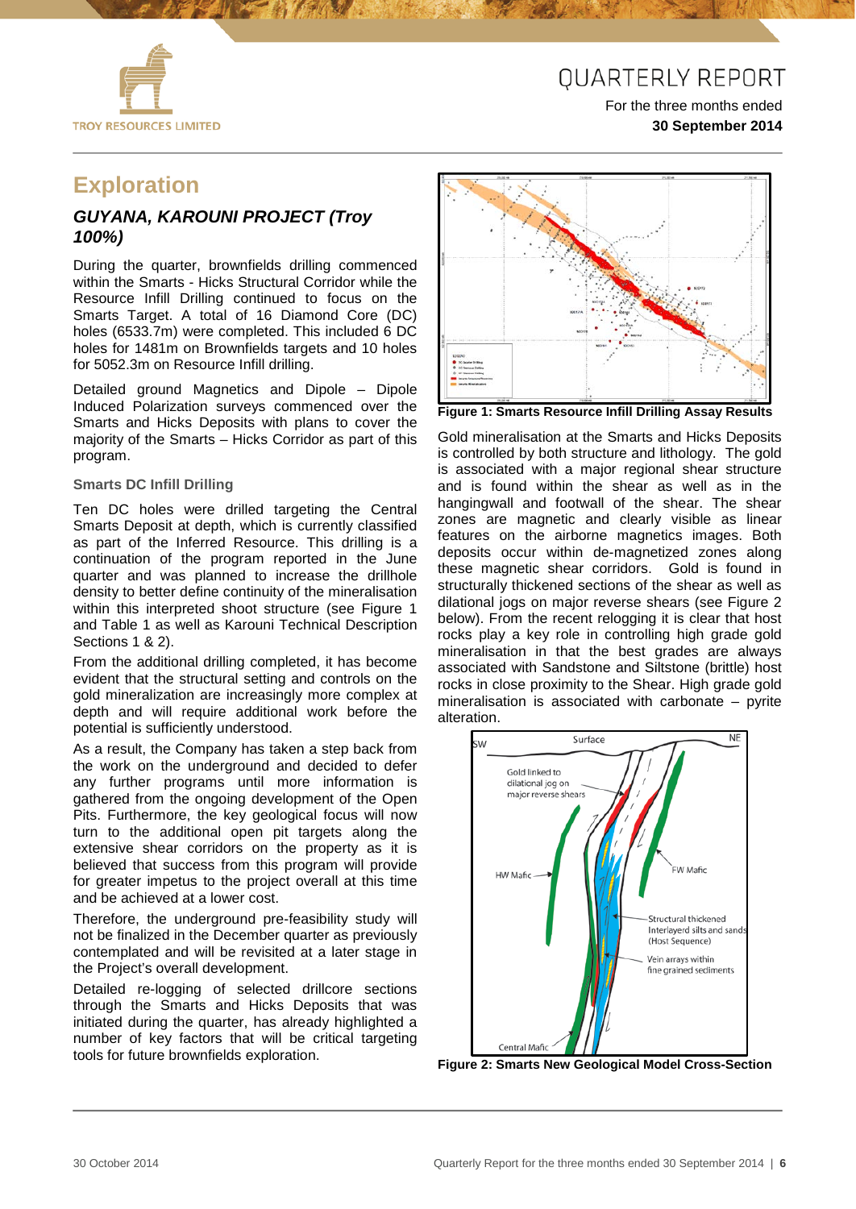# Exploration

## *GUYANA, KAROUNI PROJECT (Troy 100%)*

During the quarter, brownfields drilling commenced within the Smarts - Hicks Structural Corridor while the Resource Infill Drilling continued to focus on the Smarts Target. A total of 16 Diamond Core (DC) holes (6533.7m) were completed. This included 6 DC holes for 1481m on Brownfields targets and 10 holes for 5052.3m on Resource Infill drilling.

Detailed ground Magnetics and Dipole – Dipole Induced Polarization surveys commenced over the Smarts and Hicks Deposits with plans to cover the majority of the Smarts – Hicks Corridor as part of this program.

### Smarts DC Infill Drilling

Ten DC holes were drilled targeting the Central Smarts Deposit at depth, which is currently classified as part of the Inferred Resource. This drilling is a continuation of the program reported in the June quarter and was planned to increase the drillhole density to better define continuity of the mineralisation within this interpreted shoot structure (see Figure 1 and Table 1 as well as Karouni Technical Description Sections 1 & 2).

From the additional drilling completed, it has become evident that the structural setting and controls on the gold mineralization are increasingly more complex at depth and will require additional work before the potential is sufficiently understood.

As a result, the Company has taken a step back from the work on the underground and decided to defer any further programs until more information is gathered from the ongoing development of the Open Pits. Furthermore, the key geological focus will now turn to the additional open pit targets along the extensive shear corridors on the property as it is believed that success from this program will provide for greater impetus to the project overall at this time and be achieved at a lower cost.

Therefore, the underground pre-feasibility study will not be finalized in the December quarter as previously contemplated and will be revisited at a later stage in the Project's overall development.

Detailed re-logging of selected drillcore sections through the Smarts and Hicks Deposits that was initiated during the quarter, has already highlighted a number of key factors that will be critical targeting tools for future brownfields exploration.

**Figure 1: Smarts Resource Infill Drilling Assay Results**

Gold mineralisation at the Smarts and Hicks Deposits is controlled by both structure and lithology. The gold is associated with a major regional shear structure and is found within the shear as well as in the hangingwall and footwall of the shear. The shear zones are magnetic and clearly visible as linear features on the airborne magnetics images. Both deposits occur within de-magnetized zones along these magnetic shear corridors. Gold is found in structurally thickened sections of the shear as well as dilational jogs on major reverse shears (see Figure 2 below). From the recent relogging it is clear that host rocks play a key role in controlling high grade gold mineralisation in that the best grades are always associated with Sandstone and Siltstone (brittle) host rocks in close proximity to the Shear. High grade gold mineralisation is associated with carbonate – pyrite alteration.

SW
Surface
NE
Gold linked to dilational jog on major reverse shears
HW Mafic
FW Mafic
Structural thickened Interlayerd silts and sands (Host Sequence)
Vein arrays within fine grained sediments
Central Mafic

**Figure 2: Smarts New Geological Model Cross-Section**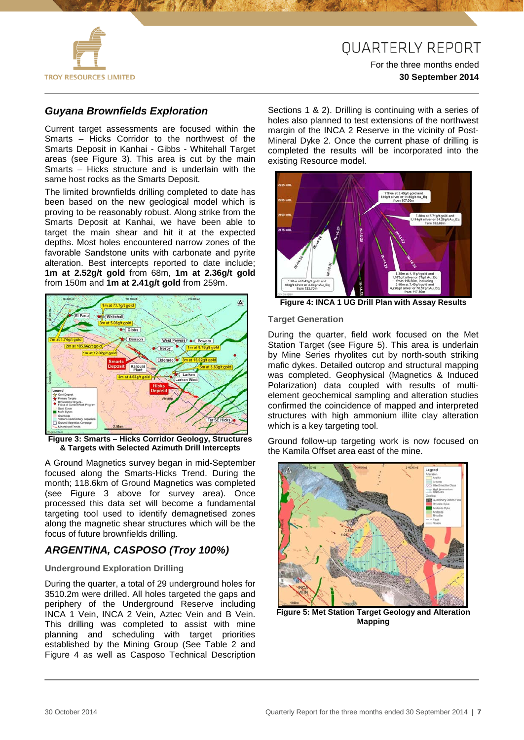## *Guyana Brownfields Exploration*

Current target assessments are focused within the Smarts – Hicks Corridor to the northwest of the Smarts Deposit in Kanhai - Gibbs - Whitehall Target areas (see Figure 3). This area is cut by the main Smarts – Hicks structure and is underlain with the same host rocks as the Smarts Deposit.

The limited brownfields drilling completed to date has been based on the new geological model which is proving to be reasonably robust. Along strike from the Smarts Deposit at Kanhai, we have been able to target the main shear and hit it at the expected depths. Most holes encountered narrow zones of the favorable Sandstone units with carbonate and pyrite alteration. Best intercepts reported to date include; **1m at 2.52g/t gold** from 68m, **1m at 2.36g/t gold** from 150m and **1m at 2.41g/t gold** from 259m.

**Figure 3: Smarts – Hicks Corridor Geology, Structures & Targets with Selected Azimuth Drill Intercepts**

A Ground Magnetics survey began in mid-September focused along the Smarts-Hicks Trend. During the month; 118.6km of Ground Magnetics was completed (see Figure 3 above for survey area). Once processed this data set will become a fundamental targeting tool used to identify demagnetised zones along the magnetic shear structures which will be the focus of future brownfields drilling.

## *ARGENTINA, CASPOSO (Troy 100%)*

### Underground Exploration Drilling

During the quarter, a total of 29 underground holes for 3510.2m were drilled. All holes targeted the gaps and periphery of the Underground Reserve including INCA 1 Vein, INCA 2 Vein, Aztec Vein and B Vein. This drilling was completed to assist with mine planning and scheduling with target priorities established by the Mining Group (See Table 2 and Figure 4 as well as Casposo Technical Description Sections 1 & 2). Drilling is continuing with a series of holes also planned to test extensions of the northwest margin of the INCA 2 Reserve in the vicinity of Post-Mineral Dyke 2. Once the current phase of drilling is completed the results will be incorporated into the existing Resource model.

**Figure 4: INCA 1 UG Drill Plan with Assay Results**

### Target Generation

During the quarter, field work focused on the Met Station Target (see Figure 5). This area is underlain by Mine Series rhyolites cut by north-south striking mafic dykes. Detailed outcrop and structural mapping was completed. Geophysical (Magnetics & Induced Polarization) data coupled with results of multi-element geochemical sampling and alteration studies confirmed the coincidence of mapped and interpreted structures with high ammonium illite clay alteration which is a key targeting tool.

Ground follow-up targeting work is now focused on the Kamila Offset area east of the mine.

**Figure 5: Met Station Target Geology and Alteration Mapping**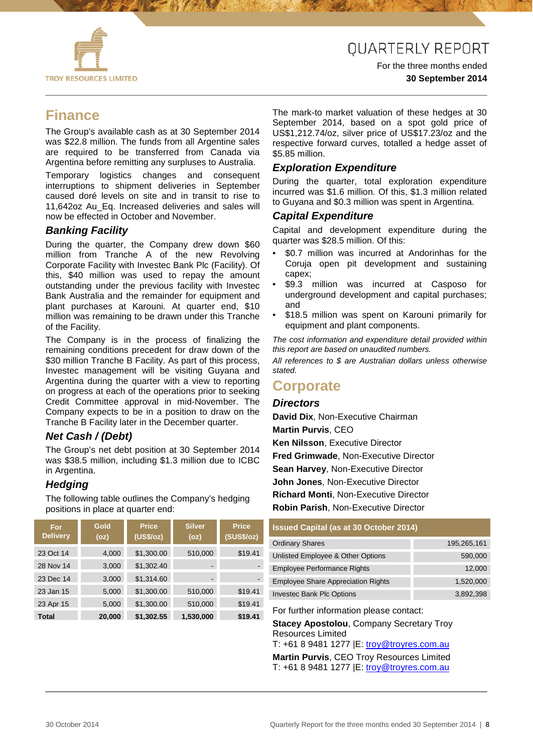# QUARTERLY REPORT

For the three months ended
**30 September 2014**

## Finance

The Group's available cash as at 30 September 2014 was $22.8 million. The funds from all Argentine sales are required to be transferred from Canada via Argentina before remitting any surpluses to Australia.

Temporary logistics changes and consequent interruptions to shipment deliveries in September caused doré levels on site and in transit to rise to 11,642oz Au_Eq. Increased deliveries and sales will now be effected in October and November.

### *Banking Facility*

During the quarter, the Company drew down $60 million from Tranche A of the new Revolving Corporate Facility with Investec Bank Plc (Facility). Of this, $40 million was used to repay the amount outstanding under the previous facility with Investec Bank Australia and the remainder for equipment and plant purchases at Karouni. At quarter end, $10 million was remaining to be drawn under this Tranche of the Facility.

The Company is in the process of finalizing the remaining conditions precedent for draw down of the $30 million Tranche B Facility. As part of this process, Investec management will be visiting Guyana and Argentina during the quarter with a view to reporting on progress at each of the operations prior to seeking Credit Committee approval in mid-November. The Company expects to be in a position to draw on the Tranche B Facility later in the December quarter.

### *Net Cash / (Debt)*

The Group's net debt position at 30 September 2014 was $38.5 million, including $1.3 million due to ICBC in Argentina.

### *Hedging*

The following table outlines the Company's hedging positions in place at quarter end:

| For Delivery | Gold (oz) | Price (US$/oz) | Silver (oz) | Price (SUS$/oz) |
|---|---|---|---|---|
| 23 Oct 14 | 4,000 | $1,300.00 | 510,000 | $19.41 |
| 28 Nov 14 | 3,000 | $1,302.40 | - | - |
| 23 Dec 14 | 3,000 | $1,314.60 | - | - |
| 23 Jan 15 | 5,000 | $1,300.00 | 510,000 | $19.41 |
| 23 Apr 15 | 5,000 | $1,300.00 | 510,000 | $19.41 |
| **Total** | **20,000** | **$1,302.55** | **1,530,000** | **$19.41** |

The mark-to market valuation of these hedges at 30 September 2014, based on a spot gold price of US$1,212.74/oz, silver price of US$17.23/oz and the respective forward curves, totalled a hedge asset of $5.85 million.

### *Exploration Expenditure*

During the quarter, total exploration expenditure incurred was $1.6 million. Of this, $1.3 million related to Guyana and $0.3 million was spent in Argentina.

### *Capital Expenditure*

Capital and development expenditure during the quarter was $28.5 million. Of this:

- $0.7 million was incurred at Andorinhas for the Coruja open pit development and sustaining capex;
- $9.3 million was incurred at Casposo for underground development and capital purchases; and
- $18.5 million was spent on Karouni primarily for equipment and plant components.

*The cost information and expenditure detail provided within this report are based on unaudited numbers.*

*All references to $ are Australian dollars unless otherwise stated.*

## Corporate

### *Directors*

**David Dix**, Non-Executive Chairman
**Martin Purvis**, CEO
**Ken Nilsson**, Executive Director
**Fred Grimwade**, Non-Executive Director
**Sean Harvey**, Non-Executive Director
**John Jones**, Non-Executive Director
**Richard Monti**, Non-Executive Director
**Robin Parish**, Non-Executive Director

| Issued Capital (as at 30 October 2014) | |
|---|---|
| Ordinary Shares | 195,265,161 |
| Unlisted Employee & Other Options | 590,000 |
| Employee Performance Rights | 12,000 |
| Employee Share Appreciation Rights | 1,520,000 |
| Investec Bank Plc Options | 3,892,398 |

For further information please contact:

**Stacey Apostolou**, Company Secretary Troy Resources Limited
T: +61 8 9481 1277 |E: troy@troyres.com.au

**Martin Purvis**, CEO Troy Resources Limited
T: +61 8 9481 1277 |E: troy@troyres.com.au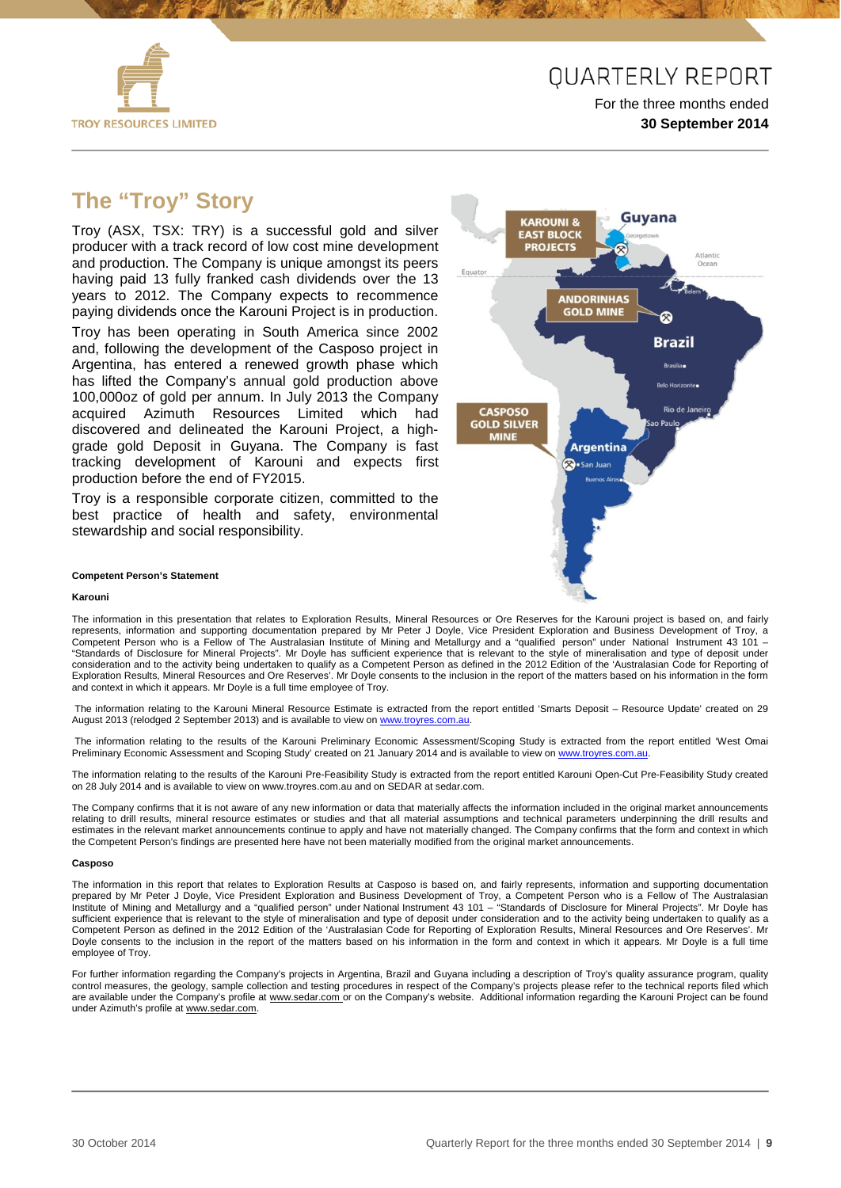## The "Troy" Story

Troy (ASX, TSX: TRY) is a successful gold and silver producer with a track record of low cost mine development and production. The Company is unique amongst its peers having paid 13 fully franked cash dividends over the 13 years to 2012. The Company expects to recommence paying dividends once the Karouni Project is in production.

Troy has been operating in South America since 2002 and, following the development of the Casposo project in Argentina, has entered a renewed growth phase which has lifted the Company's annual gold production above 100,000oz of gold per annum. In July 2013 the Company acquired Azimuth Resources Limited which had discovered and delineated the Karouni Project, a high-grade gold Deposit in Guyana. The Company is fast tracking development of Karouni and expects first production before the end of FY2015.

Troy is a responsible corporate citizen, committed to the best practice of health and safety, environmental stewardship and social responsibility.

KAROUNI & EAST BLOCK PROJECTS

Guyana

Georgetown

Atlantic Ocean

Equator

Belem

ANDORINHAS GOLD MINE

Brazil

Brasilia

Belo Horizonte

Rio de Janeiro

Sao Paulo

CASPOSO GOLD SILVER MINE

Argentina

San Juan

Buenos Aires

**Competent Person's Statement**

**Karouni**

The information in this presentation that relates to Exploration Results, Mineral Resources or Ore Reserves for the Karouni project is based on, and fairly represents, information and supporting documentation prepared by Mr Peter J Doyle, Vice President Exploration and Business Development of Troy, a Competent Person who is a Fellow of The Australasian Institute of Mining and Metallurgy and a "qualified person" under National Instrument 43 101 – "Standards of Disclosure for Mineral Projects". Mr Doyle has sufficient experience that is relevant to the style of mineralisation and type of deposit under consideration and to the activity being undertaken to qualify as a Competent Person as defined in the 2012 Edition of the 'Australasian Code for Reporting of Exploration Results, Mineral Resources and Ore Reserves'. Mr Doyle consents to the inclusion in the report of the matters based on his information in the form and context in which it appears. Mr Doyle is a full time employee of Troy.

The information relating to the Karouni Mineral Resource Estimate is extracted from the report entitled 'Smarts Deposit – Resource Update' created on 29 August 2013 (relodged 2 September 2013) and is available to view on www.troyres.com.au.

The information relating to the results of the Karouni Preliminary Economic Assessment/Scoping Study is extracted from the report entitled 'West Omai Preliminary Economic Assessment and Scoping Study' created on 21 January 2014 and is available to view on www.troyres.com.au.

The information relating to the results of the Karouni Pre-Feasibility Study is extracted from the report entitled Karouni Open-Cut Pre-Feasibility Study created on 28 July 2014 and is available to view on www.troyres.com.au and on SEDAR at sedar.com.

The Company confirms that it is not aware of any new information or data that materially affects the information included in the original market announcements relating to drill results, mineral resource estimates or studies and that all material assumptions and technical parameters underpinning the drill results and estimates in the relevant market announcements continue to apply and have not materially changed. The Company confirms that the form and context in which the Competent Person's findings are presented here have not been materially modified from the original market announcements.

**Casposo**

The information in this report that relates to Exploration Results at Casposo is based on, and fairly represents, information and supporting documentation prepared by Mr Peter J Doyle, Vice President Exploration and Business Development of Troy, a Competent Person who is a Fellow of The Australasian Institute of Mining and Metallurgy and a "qualified person" under National Instrument 43 101 – "Standards of Disclosure for Mineral Projects". Mr Doyle has sufficient experience that is relevant to the style of mineralisation and type of deposit under consideration and to the activity being undertaken to qualify as a Competent Person as defined in the 2012 Edition of the 'Australasian Code for Reporting of Exploration Results, Mineral Resources and Ore Reserves'. Mr Doyle consents to the inclusion in the report of the matters based on his information in the form and context in which it appears. Mr Doyle is a full time employee of Troy.

For further information regarding the Company's projects in Argentina, Brazil and Guyana including a description of Troy's quality assurance program, quality control measures, the geology, sample collection and testing procedures in respect of the Company's projects please refer to the technical reports filed which are available under the Company's profile at www.sedar.com or on the Company's website. Additional information regarding the Karouni Project can be found under Azimuth's profile at www.sedar.com.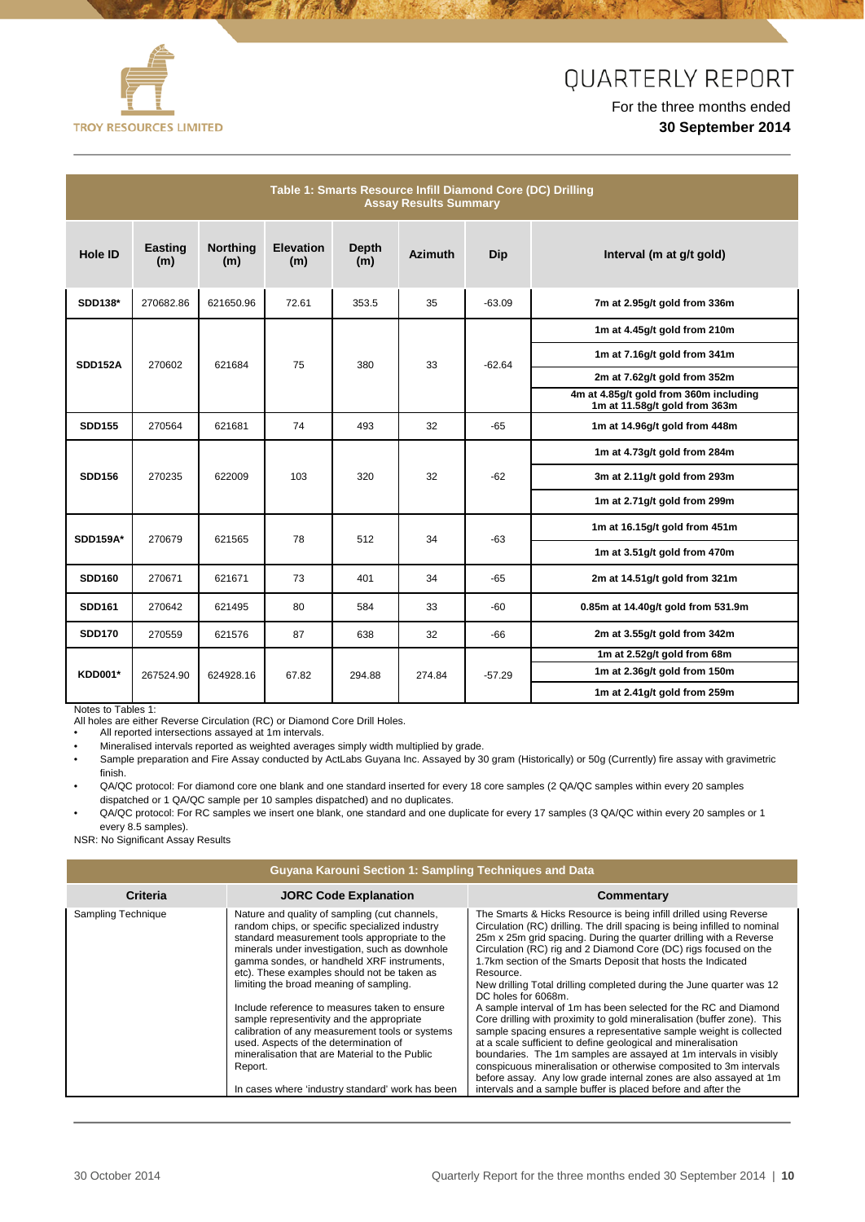**Table 1: Smarts Resource Infill Diamond Core (DC) Drilling Assay Results Summary**

| Hole ID | Easting (m) | Northing (m) | Elevation (m) | Depth (m) | Azimuth | Dip | Interval (m at g/t gold) |
|---|---|---|---|---|---|---|---|
| SDD138* | 270682.86 | 621650.96 | 72.61 | 353.5 | 35 | -63.09 | 7m at 2.95g/t gold from 336m |
| SDD152A | 270602 | 621684 | 75 | 380 | 33 | -62.64 | 1m at 4.45g/t gold from 210m |
| | | | | | | | 1m at 7.16g/t gold from 341m |
| | | | | | | | 2m at 7.62g/t gold from 352m |
| | | | | | | | 4m at 4.85g/t gold from 360m including 1m at 11.58g/t gold from 363m |
| SDD155 | 270564 | 621681 | 74 | 493 | 32 | -65 | 1m at 14.96g/t gold from 448m |
| SDD156 | 270235 | 622009 | 103 | 320 | 32 | -62 | 1m at 4.73g/t gold from 284m |
| | | | | | | | 3m at 2.11g/t gold from 293m |
| | | | | | | | 1m at 2.71g/t gold from 299m |
| SDD159A* | 270679 | 621565 | 78 | 512 | 34 | -63 | 1m at 16.15g/t gold from 451m |
| | | | | | | | 1m at 3.51g/t gold from 470m |
| SDD160 | 270671 | 621671 | 73 | 401 | 34 | -65 | 2m at 14.51g/t gold from 321m |
| SDD161 | 270642 | 621495 | 80 | 584 | 33 | -60 | 0.85m at 14.40g/t gold from 531.9m |
| SDD170 | 270559 | 621576 | 87 | 638 | 32 | -66 | 2m at 3.55g/t gold from 342m |
| KDD001* | 267524.90 | 624928.16 | 67.82 | 294.88 | 274.84 | -57.29 | 1m at 2.52g/t gold from 68m |
| | | | | | | | 1m at 2.36g/t gold from 150m |
| | | | | | | | 1m at 2.41g/t gold from 259m |

Notes to Tables 1:
All holes are either Reverse Circulation (RC) or Diamond Core Drill Holes.

- All reported intersections assayed at 1m intervals.
- Mineralised intervals reported as weighted averages simply width multiplied by grade.
- Sample preparation and Fire Assay conducted by ActLabs Guyana Inc. Assayed by 30 gram (Historically) or 50g (Currently) fire assay with gravimetric finish.
- QA/QC protocol: For diamond core one blank and one standard inserted for every 18 core samples (2 QA/QC samples within every 20 samples dispatched or 1 QA/QC sample per 10 samples dispatched) and no duplicates.
- QA/QC protocol: For RC samples we insert one blank, one standard and one duplicate for every 17 samples (3 QA/QC within every 20 samples or 1 every 8.5 samples).

NSR: No Significant Assay Results

**Guyana Karouni Section 1: Sampling Techniques and Data**

| Criteria | JORC Code Explanation | Commentary |
|---|---|---|
| Sampling Technique | Nature and quality of sampling (cut channels, random chips, or specific specialized industry standard measurement tools appropriate to the minerals under investigation, such as downhole gamma sondes, or handheld XRF instruments, etc). These examples should not be taken as limiting the broad meaning of sampling.<br><br>Include reference to measures taken to ensure sample representivity and the appropriate calibration of any measurement tools or systems used. Aspects of the determination of mineralisation that are Material to the Public Report.<br><br>In cases where 'industry standard' work has been | The Smarts & Hicks Resource is being infill drilled using Reverse Circulation (RC) drilling. The drill spacing is being infilled to nominal 25m x 25m grid spacing. During the quarter drilling with a Reverse Circulation (RC) rig and 2 Diamond Core (DC) rigs focused on the 1.7km section of the Smarts Deposit that hosts the Indicated Resource.<br>New drilling Total drilling completed during the June quarter was 12 DC holes for 6068m.<br>A sample interval of 1m has been selected for the RC and Diamond Core drilling with proximity to gold mineralisation (buffer zone). This sample spacing ensures a representative sample weight is collected at a scale sufficient to define geological and mineralisation boundaries. The 1m samples are assayed at 1m intervals in visibly conspicuous mineralisation or otherwise composited to 3m intervals before assay. Any low grade internal zones are also assayed at 1m intervals and a sample buffer is placed before and after the |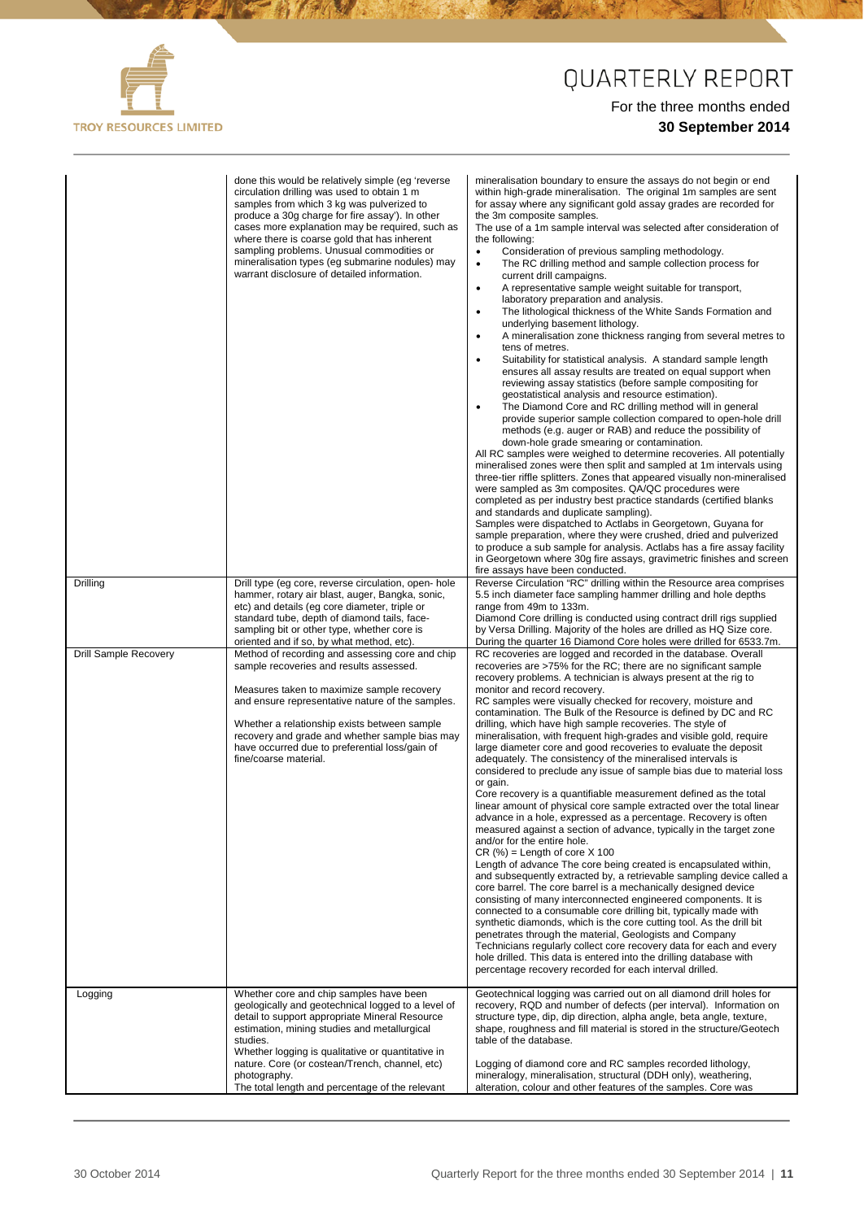| | | |
|---|---|---|
| | done this would be relatively simple (eg 'reverse circulation drilling was used to obtain 1 m samples from which 3 kg was pulverized to produce a 30g charge for fire assay'). In other cases more explanation may be required, such as where there is coarse gold that has inherent sampling problems. Unusual commodities or mineralisation types (eg submarine nodules) may warrant disclosure of detailed information. | mineralisation boundary to ensure the assays do not begin or end within high-grade mineralisation. The original 1m samples are sent for assay where any significant gold assay grades are recorded for the 3m composite samples.<br>The use of a 1m sample interval was selected after consideration of the following:<br>• Consideration of previous sampling methodology.<br>• The RC drilling method and sample collection process for current drill campaigns.<br>• A representative sample weight suitable for transport, laboratory preparation and analysis.<br>• The lithological thickness of the White Sands Formation and underlying basement lithology.<br>• A mineralisation zone thickness ranging from several metres to tens of metres.<br>• Suitability for statistical analysis. A standard sample length ensures all assay results are treated on equal support when reviewing assay statistics (before sample compositing for geostatistical analysis and resource estimation).<br>• The Diamond Core and RC drilling method will in general provide superior sample collection compared to open-hole drill methods (e.g. auger or RAB) and reduce the possibility of down-hole grade smearing or contamination.<br>All RC samples were weighed to determine recoveries. All potentially mineralised zones were then split and sampled at 1m intervals using three-tier riffle splitters. Zones that appeared visually non-mineralised were sampled as 3m composites. QA/QC procedures were completed as per industry best practice standards (certified blanks and standards and duplicate sampling).<br>Samples were dispatched to Actlabs in Georgetown, Guyana for sample preparation, where they were crushed, dried and pulverized to produce a sub sample for analysis. Actlabs has a fire assay facility in Georgetown where 30g fire assays, gravimetric finishes and screen fire assays have been conducted. |
| Drilling | Drill type (eg core, reverse circulation, open- hole hammer, rotary air blast, auger, Bangka, sonic, etc) and details (eg core diameter, triple or standard tube, depth of diamond tails, face-sampling bit or other type, whether core is oriented and if so, by what method, etc). | Reverse Circulation "RC" drilling within the Resource area comprises 5.5 inch diameter face sampling hammer drilling and hole depths range from 49m to 133m.<br>Diamond Core drilling is conducted using contract drill rigs supplied by Versa Drilling. Majority of the holes are drilled as HQ Size core.<br>During the quarter 16 Diamond Core holes were drilled for 6533.7m. |
| Drill Sample Recovery | Method of recording and assessing core and chip sample recoveries and results assessed.<br><br>Measures taken to maximize sample recovery and ensure representative nature of the samples.<br><br>Whether a relationship exists between sample recovery and grade and whether sample bias may have occurred due to preferential loss/gain of fine/coarse material. | RC recoveries are logged and recorded in the database. Overall recoveries are >75% for the RC; there are no significant sample recovery problems. A technician is always present at the rig to monitor and record recovery.<br>RC samples were visually checked for recovery, moisture and contamination. The Bulk of the Resource is defined by DC and RC drilling, which have high sample recoveries. The style of mineralisation, with frequent high-grades and visible gold, require large diameter core and good recoveries to evaluate the deposit adequately. The consistency of the mineralised intervals is considered to preclude any issue of sample bias due to material loss or gain.<br>Core recovery is a quantifiable measurement defined as the total linear amount of physical core sample extracted over the total linear advance in a hole, expressed as a percentage. Recovery is often measured against a section of advance, typically in the target zone and/or for the entire hole.<br>CR (%) = Length of core X 100<br>Length of advance The core being created is encapsulated within, and subsequently extracted by, a retrievable sampling device called a core barrel. The core barrel is a mechanically designed device consisting of many interconnected engineered components. It is connected to a consumable core drilling bit, typically made with synthetic diamonds, which is the core cutting tool. As the drill bit penetrates through the material, Geologists and Company Technicians regularly collect core recovery data for each and every hole drilled. This data is entered into the drilling database with percentage recovery recorded for each interval drilled. |
| Logging | Whether core and chip samples have been geologically and geotechnically logged to a level of detail to support appropriate Mineral Resource estimation, mining studies and metallurgical studies.<br>Whether logging is qualitative or quantitative in nature. Core (or costean/Trench, channel, etc) photography.<br>The total length and percentage of the relevant | Geotechnical logging was carried out on all diamond drill holes for recovery, RQD and number of defects (per interval). Information on structure type, dip, dip direction, alpha angle, beta angle, texture, shape, roughness and fill material is stored in the structure/Geotech table of the database.<br><br>Logging of diamond core and RC samples recorded lithology, mineralogy, mineralisation, structural (DDH only), weathering, alteration, colour and other features of the samples. Core was |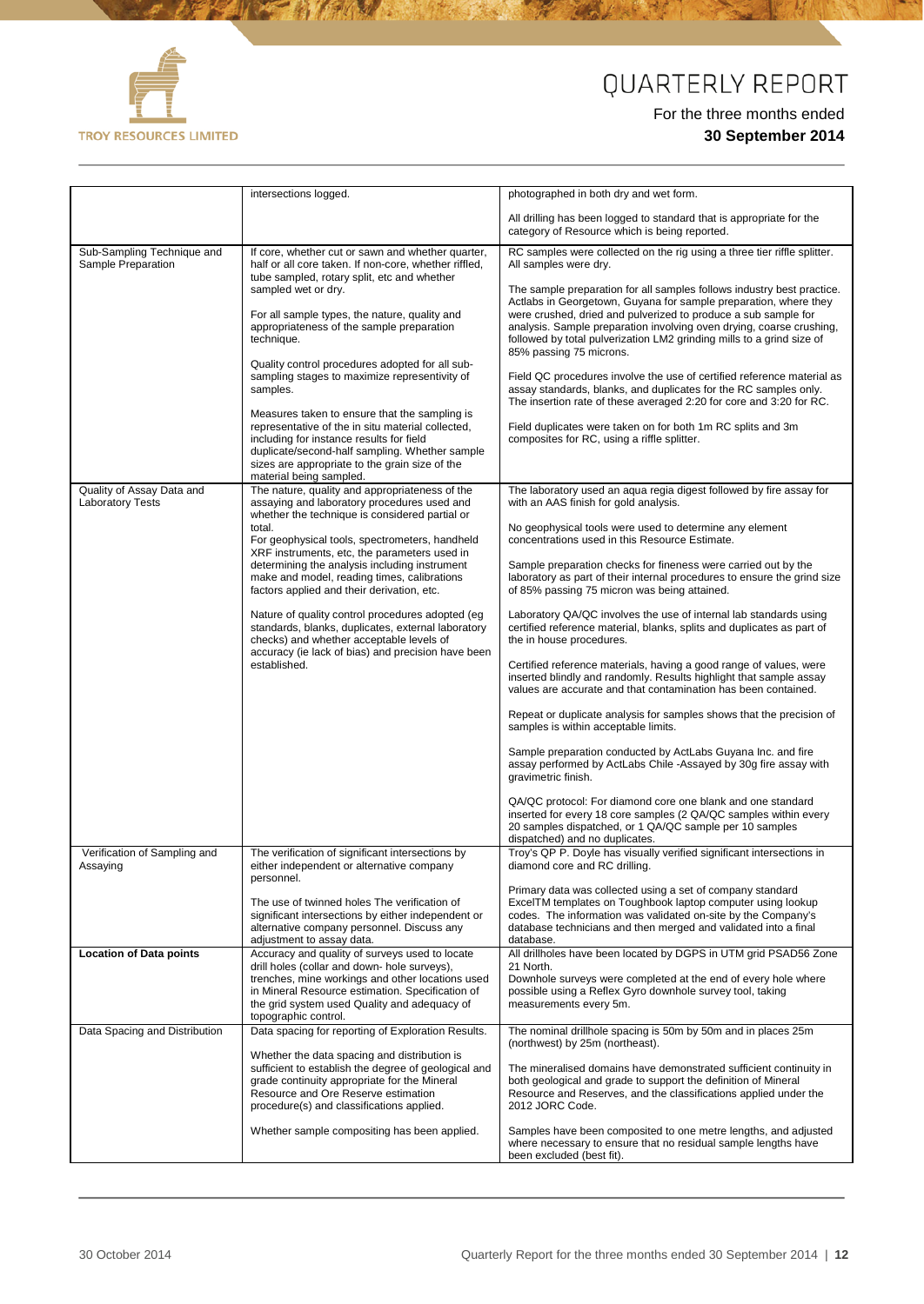| | | |
|---|---|---|
| | intersections logged. | photographed in both dry and wet form.<br><br>All drilling has been logged to standard that is appropriate for the category of Resource which is being reported. |
| Sub-Sampling Technique and Sample Preparation | If core, whether cut or sawn and whether quarter, half or all core taken. If non-core, whether riffled, tube sampled, rotary split, etc and whether sampled wet or dry.<br><br>For all sample types, the nature, quality and appropriateness of the sample preparation technique.<br><br>Quality control procedures adopted for all sub-sampling stages to maximize representivity of samples.<br><br>Measures taken to ensure that the sampling is representative of the in situ material collected, including for instance results for field duplicate/second-half sampling. Whether sample sizes are appropriate to the grain size of the material being sampled. | RC samples were collected on the rig using a three tier riffle splitter. All samples were dry.<br><br>The sample preparation for all samples follows industry best practice. Actlabs in Georgetown, Guyana for sample preparation, where they were crushed, dried and pulverized to produce a sub sample for analysis. Sample preparation involving oven drying, coarse crushing, followed by total pulverization LM2 grinding mills to a grind size of 85% passing 75 microns.<br><br>Field QC procedures involve the use of certified reference material as assay standards, blanks, and duplicates for the RC samples only. The insertion rate of these averaged 2:20 for core and 3:20 for RC.<br><br>Field duplicates were taken on for both 1m RC splits and 3m composites for RC, using a riffle splitter. |
| Quality of Assay Data and Laboratory Tests | The nature, quality and appropriateness of the assaying and laboratory procedures used and whether the technique is considered partial or total.<br>For geophysical tools, spectrometers, handheld XRF instruments, etc, the parameters used in determining the analysis including instrument make and model, reading times, calibrations factors applied and their derivation, etc.<br><br>Nature of quality control procedures adopted (eg standards, blanks, duplicates, external laboratory checks) and whether acceptable levels of accuracy (ie lack of bias) and precision have been established. | The laboratory used an aqua regia digest followed by fire assay for with an AAS finish for gold analysis.<br><br>No geophysical tools were used to determine any element concentrations used in this Resource Estimate.<br><br>Sample preparation checks for fineness were carried out by the laboratory as part of their internal procedures to ensure the grind size of 85% passing 75 micron was being attained.<br><br>Laboratory QA/QC involves the use of internal lab standards using certified reference material, blanks, splits and duplicates as part of the in house procedures.<br><br>Certified reference materials, having a good range of values, were inserted blindly and randomly. Results highlight that sample assay values are accurate and that contamination has been contained.<br><br>Repeat or duplicate analysis for samples shows that the precision of samples is within acceptable limits.<br><br>Sample preparation conducted by ActLabs Guyana Inc. and fire assay performed by ActLabs Chile -Assayed by 30g fire assay with gravimetric finish.<br><br>QA/QC protocol: For diamond core one blank and one standard inserted for every 18 core samples (2 QA/QC samples within every 20 samples dispatched, or 1 QA/QC sample per 10 samples dispatched) and no duplicates. |
| Verification of Sampling and Assaying | The verification of significant intersections by either independent or alternative company personnel.<br><br>The use of twinned holes The verification of significant intersections by either independent or alternative company personnel. Discuss any adjustment to assay data. | Troy's QP P. Doyle has visually verified significant intersections in diamond core and RC drilling.<br><br>Primary data was collected using a set of company standard ExcelTM templates on Toughbook laptop computer using lookup codes. The information was validated on-site by the Company's database technicians and then merged and validated into a final database. |
| **Location of Data points** | Accuracy and quality of surveys used to locate drill holes (collar and down- hole surveys), trenches, mine workings and other locations used in Mineral Resource estimation. Specification of the grid system used Quality and adequacy of topographic control. | All drillholes have been located by DGPS in UTM grid PSAD56 Zone 21 North.<br>Downhole surveys were completed at the end of every hole where possible using a Reflex Gyro downhole survey tool, taking measurements every 5m. |
| Data Spacing and Distribution | Data spacing for reporting of Exploration Results.<br><br>Whether the data spacing and distribution is sufficient to establish the degree of geological and grade continuity appropriate for the Mineral Resource and Ore Reserve estimation procedure(s) and classifications applied.<br><br>Whether sample compositing has been applied. | The nominal drillhole spacing is 50m by 50m and in places 25m (northwest) by 25m (northeast).<br><br>The mineralised domains have demonstrated sufficient continuity in both geological and grade to support the definition of Mineral Resource and Reserves, and the classifications applied under the 2012 JORC Code.<br><br>Samples have been composited to one metre lengths, and adjusted where necessary to ensure that no residual sample lengths have been excluded (best fit). |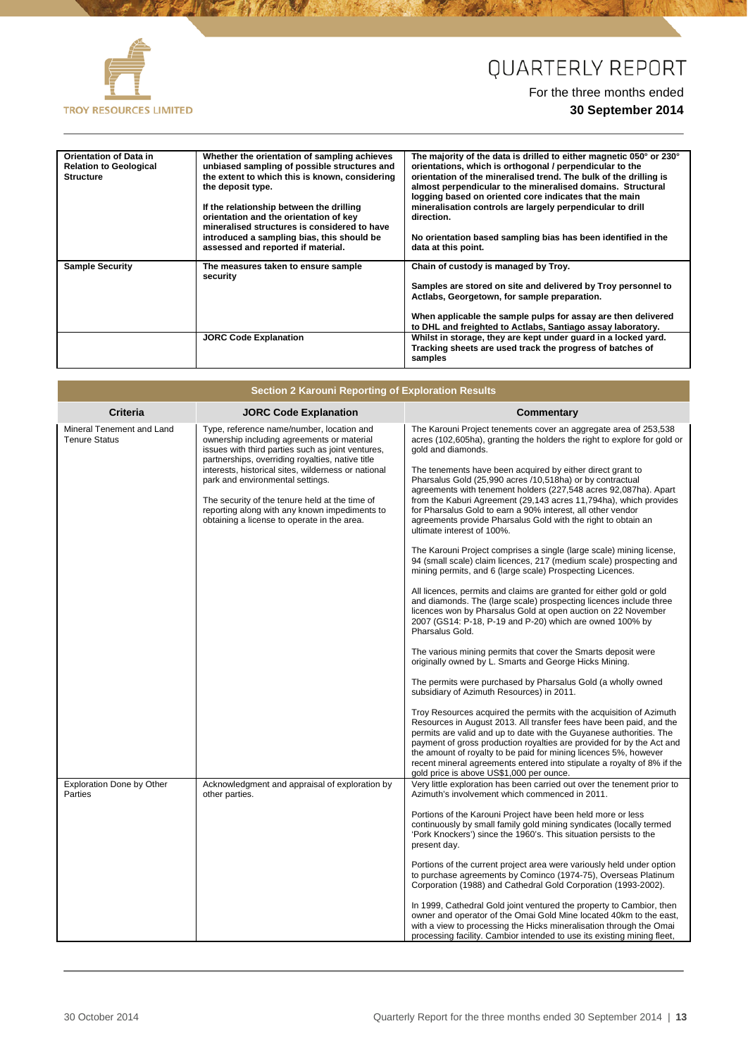| | | |
|---|---|---|
| **Orientation of Data in Relation to Geological Structure** | **Whether the orientation of sampling achieves unbiased sampling of possible structures and the extent to which this is known, considering the deposit type.**<br><br>**If the relationship between the drilling orientation and the orientation of key mineralised structures is considered to have introduced a sampling bias, this should be assessed and reported if material.** | **The majority of the data is drilled to either magnetic 050° or 230° orientations, which is orthogonal / perpendicular to the orientation of the mineralised trend. The bulk of the drilling is almost perpendicular to the mineralised domains. Structural logging based on oriented core indicates that the main mineralisation controls are largely perpendicular to drill direction.**<br><br>**No orientation based sampling bias has been identified in the data at this point.** |
| **Sample Security** | **The measures taken to ensure sample security** | **Chain of custody is managed by Troy.**<br><br>**Samples are stored on site and delivered by Troy personnel to Actlabs, Georgetown, for sample preparation.**<br><br>**When applicable the sample pulps for assay are then delivered to DHL and freighted to Actlabs, Santiago assay laboratory.** |
| | **JORC Code Explanation** | **Whilst in storage, they are kept under guard in a locked yard. Tracking sheets are used track the progress of batches of samples** |

**Section 2 Karouni Reporting of Exploration Results**

| Criteria | JORC Code Explanation | Commentary |
|---|---|---|
| Mineral Tenement and Land Tenure Status | Type, reference name/number, location and ownership including agreements or material issues with third parties such as joint ventures, partnerships, overriding royalties, native title interests, historical sites, wilderness or national park and environmental settings.<br><br>The security of the tenure held at the time of reporting along with any known impediments to obtaining a license to operate in the area. | The Karouni Project tenements cover an aggregate area of 253,538 acres (102,605ha), granting the holders the right to explore for gold or gold and diamonds.<br><br>The tenements have been acquired by either direct grant to Pharsalus Gold (25,990 acres /10,518ha) or by contractual agreements with tenement holders (227,548 acres 92,087ha). Apart from the Kaburi Agreement (29,143 acres 11,794ha), which provides for Pharsalus Gold to earn a 90% interest, all other vendor agreements provide Pharsalus Gold with the right to obtain an ultimate interest of 100%.<br><br>The Karouni Project comprises a single (large scale) mining license, 94 (small scale) claim licences, 217 (medium scale) prospecting and mining permits, and 6 (large scale) Prospecting Licences.<br><br>All licences, permits and claims are granted for either gold or gold and diamonds. The (large scale) prospecting licences include three licences won by Pharsalus Gold at open auction on 22 November 2007 (GS14: P-18, P-19 and P-20) which are owned 100% by Pharsalus Gold.<br><br>The various mining permits that cover the Smarts deposit were originally owned by L. Smarts and George Hicks Mining.<br><br>The permits were purchased by Pharsalus Gold (a wholly owned subsidiary of Azimuth Resources) in 2011.<br><br>Troy Resources acquired the permits with the acquisition of Azimuth Resources in August 2013. All transfer fees have been paid, and the permits are valid and up to date with the Guyanese authorities. The payment of gross production royalties are provided for by the Act and the amount of royalty to be paid for mining licences 5%, however recent mineral agreements entered into stipulate a royalty of 8% if the gold price is above US$1,000 per ounce. |
| Exploration Done by Other Parties | Acknowledgment and appraisal of exploration by other parties. | Very little exploration has been carried out over the tenement prior to Azimuth's involvement which commenced in 2011.<br><br>Portions of the Karouni Project have been held more or less continuously by small family gold mining syndicates (locally termed 'Pork Knockers') since the 1960's. This situation persists to the present day.<br><br>Portions of the current project area were variously held under option to purchase agreements by Cominco (1974-75), Overseas Platinum Corporation (1988) and Cathedral Gold Corporation (1993-2002).<br><br>In 1999, Cathedral Gold joint ventured the property to Cambior, then owner and operator of the Omai Gold Mine located 40km to the east, with a view to processing the Hicks mineralisation through the Omai processing facility. Cambior intended to use its existing mining fleet, |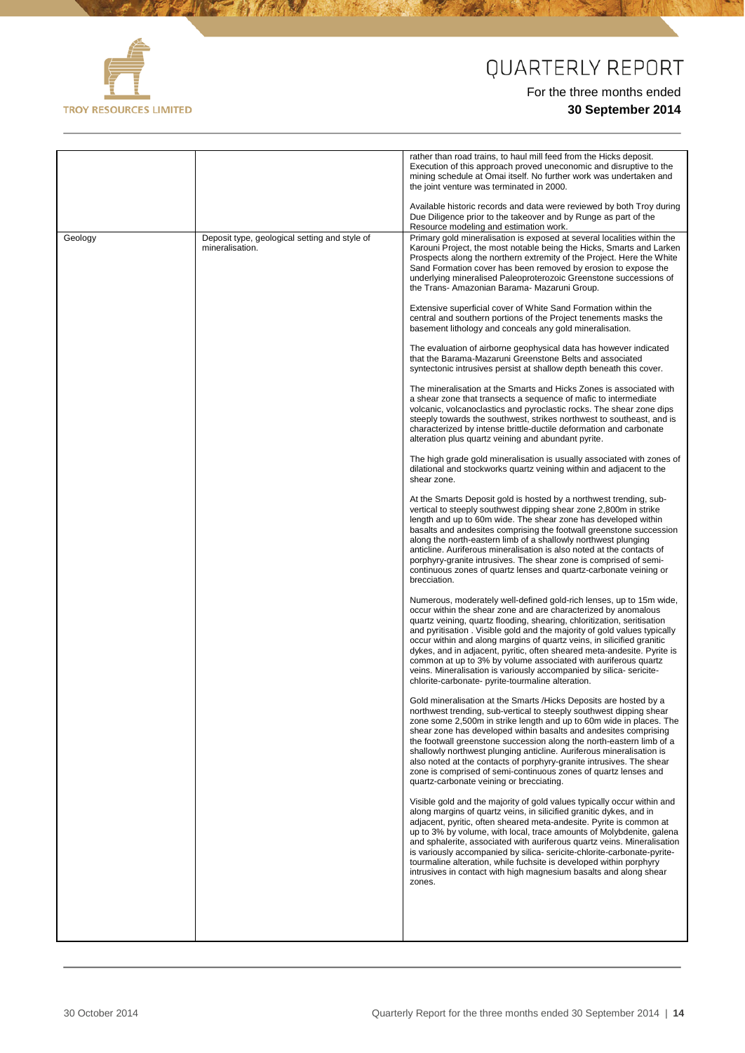| | | |
|---|---|---|
| | | rather than road trains, to haul mill feed from the Hicks deposit. Execution of this approach proved uneconomic and disruptive to the mining schedule at Omai itself. No further work was undertaken and the joint venture was terminated in 2000.<br><br>Available historic records and data were reviewed by both Troy during Due Diligence prior to the takeover and by Runge as part of the Resource modeling and estimation work. |
| Geology | Deposit type, geological setting and style of mineralisation. | Primary gold mineralisation is exposed at several localities within the Karouni Project, the most notable being the Hicks, Smarts and Larken Prospects along the northern extremity of the Project. Here the White Sand Formation cover has been removed by erosion to expose the underlying mineralised Paleoproterozoic Greenstone successions of the Trans- Amazonian Barama- Mazaruni Group.<br><br>Extensive superficial cover of White Sand Formation within the central and southern portions of the Project tenements masks the basement lithology and conceals any gold mineralisation.<br><br>The evaluation of airborne geophysical data has however indicated that the Barama-Mazaruni Greenstone Belts and associated syntectonic intrusives persist at shallow depth beneath this cover.<br><br>The mineralisation at the Smarts and Hicks Zones is associated with a shear zone that transects a sequence of mafic to intermediate volcanic, volcanoclastics and pyroclastic rocks. The shear zone dips steeply towards the southwest, strikes northwest to southeast, and is characterized by intense brittle-ductile deformation and carbonate alteration plus quartz veining and abundant pyrite.<br><br>The high grade gold mineralisation is usually associated with zones of dilational and stockworks quartz veining within and adjacent to the shear zone.<br><br>At the Smarts Deposit gold is hosted by a northwest trending, sub-vertical to steeply southwest dipping shear zone 2,800m in strike length and up to 60m wide. The shear zone has developed within basalts and andesites comprising the footwall greenstone succession along the north-eastern limb of a shallowly northwest plunging anticline. Auriferous mineralisation is also noted at the contacts of porphyry-granite intrusives. The shear zone is comprised of semi-continuous zones of quartz lenses and quartz-carbonate veining or brecciation.<br><br>Numerous, moderately well-defined gold-rich lenses, up to 15m wide, occur within the shear zone and are characterized by anomalous quartz veining, quartz flooding, shearing, chloritization, seritisation and pyritisation . Visible gold and the majority of gold values typically occur within and along margins of quartz veins, in silicified granitic dykes, and in adjacent, pyritic, often sheared meta-andesite. Pyrite is common at up to 3% by volume associated with auriferous quartz veins. Mineralisation is variously accompanied by silica- sericite-chlorite-carbonate- pyrite-tourmaline alteration.<br><br>Gold mineralisation at the Smarts /Hicks Deposits are hosted by a northwest trending, sub-vertical to steeply southwest dipping shear zone some 2,500m in strike length and up to 60m wide in places. The shear zone has developed within basalts and andesites comprising the footwall greenstone succession along the north-eastern limb of a shallowly northwest plunging anticline. Auriferous mineralisation is also noted at the contacts of porphyry-granite intrusives. The shear zone is comprised of semi-continuous zones of quartz lenses and quartz-carbonate veining or brecciating.<br><br>Visible gold and the majority of gold values typically occur within and along margins of quartz veins, in silicified granitic dykes, and in adjacent, pyritic, often sheared meta-andesite. Pyrite is common at up to 3% by volume, with local, trace amounts of Molybdenite, galena and sphalerite, associated with auriferous quartz veins. Mineralisation is variously accompanied by silica- sericite-chlorite-carbonate-pyrite-tourmaline alteration, while fuchsite is developed within porphyry intrusives in contact with high magnesium basalts and along shear zones. |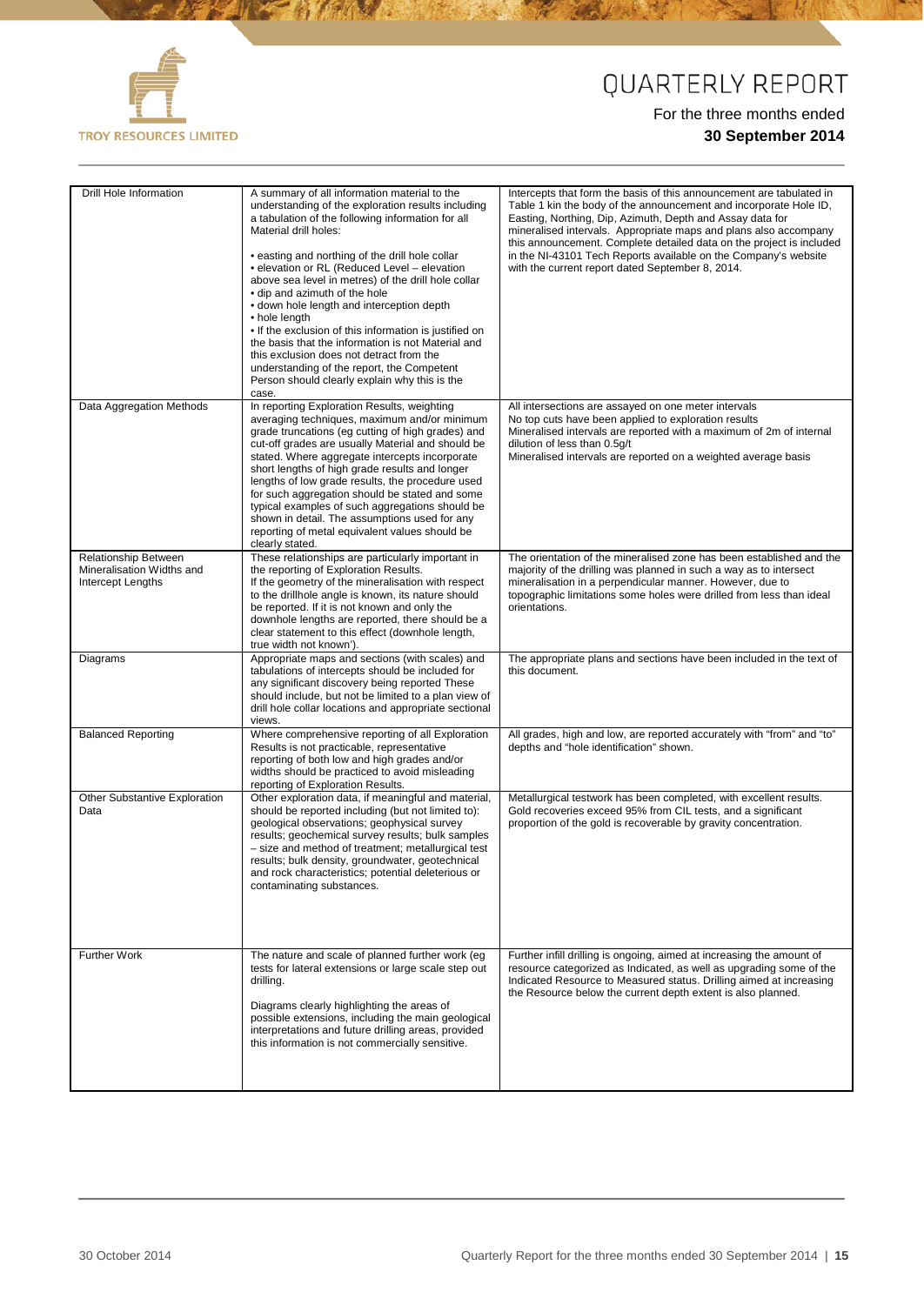| | | |
|---|---|---|
| Drill Hole Information | A summary of all information material to the understanding of the exploration results including a tabulation of the following information for all Material drill holes:<br><br>• easting and northing of the drill hole collar<br>• elevation or RL (Reduced Level – elevation above sea level in metres) of the drill hole collar<br>• dip and azimuth of the hole<br>• down hole length and interception depth<br>• hole length<br>• If the exclusion of this information is justified on the basis that the information is not Material and this exclusion does not detract from the understanding of the report, the Competent Person should clearly explain why this is the case. | Intercepts that form the basis of this announcement are tabulated in Table 1 kin the body of the announcement and incorporate Hole ID, Easting, Northing, Dip, Azimuth, Depth and Assay data for mineralised intervals. Appropriate maps and plans also accompany this announcement. Complete detailed data on the project is included in the NI-43101 Tech Reports available on the Company's website with the current report dated September 8, 2014. |
| Data Aggregation Methods | In reporting Exploration Results, weighting averaging techniques, maximum and/or minimum grade truncations (eg cutting of high grades) and cut-off grades are usually Material and should be stated. Where aggregate intercepts incorporate short lengths of high grade results and longer lengths of low grade results, the procedure used for such aggregation should be stated and some typical examples of such aggregations should be shown in detail. The assumptions used for any reporting of metal equivalent values should be clearly stated. | All intersections are assayed on one meter intervals<br>No top cuts have been applied to exploration results<br>Mineralised intervals are reported with a maximum of 2m of internal dilution of less than 0.5g/t<br>Mineralised intervals are reported on a weighted average basis |
| Relationship Between Mineralisation Widths and Intercept Lengths | These relationships are particularly important in the reporting of Exploration Results.<br>If the geometry of the mineralisation with respect to the drillhole angle is known, its nature should be reported. If it is not known and only the downhole lengths are reported, there should be a clear statement to this effect (downhole length, true width not known'). | The orientation of the mineralised zone has been established and the majority of the drilling was planned in such a way as to intersect mineralisation in a perpendicular manner. However, due to topographic limitations some holes were drilled from less than ideal orientations. |
| Diagrams | Appropriate maps and sections (with scales) and tabulations of intercepts should be included for any significant discovery being reported These should include, but not be limited to a plan view of drill hole collar locations and appropriate sectional views. | The appropriate plans and sections have been included in the text of this document. |
| Balanced Reporting | Where comprehensive reporting of all Exploration Results is not practicable, representative reporting of both low and high grades and/or widths should be practiced to avoid misleading reporting of Exploration Results. | All grades, high and low, are reported accurately with "from" and "to" depths and "hole identification" shown. |
| Other Substantive Exploration Data | Other exploration data, if meaningful and material, should be reported including (but not limited to): geological observations; geophysical survey results; geochemical survey results; bulk samples – size and method of treatment; metallurgical test results; bulk density, groundwater, geotechnical and rock characteristics; potential deleterious or contaminating substances. | Metallurgical testwork has been completed, with excellent results. Gold recoveries exceed 95% from CIL tests, and a significant proportion of the gold is recoverable by gravity concentration. |
| Further Work | The nature and scale of planned further work (eg tests for lateral extensions or large scale step out drilling.<br><br>Diagrams clearly highlighting the areas of possible extensions, including the main geological interpretations and future drilling areas, provided this information is not commercially sensitive. | Further infill drilling is ongoing, aimed at increasing the amount of resource categorized as Indicated, as well as upgrading some of the Indicated Resource to Measured status. Drilling aimed at increasing the Resource below the current depth extent is also planned. |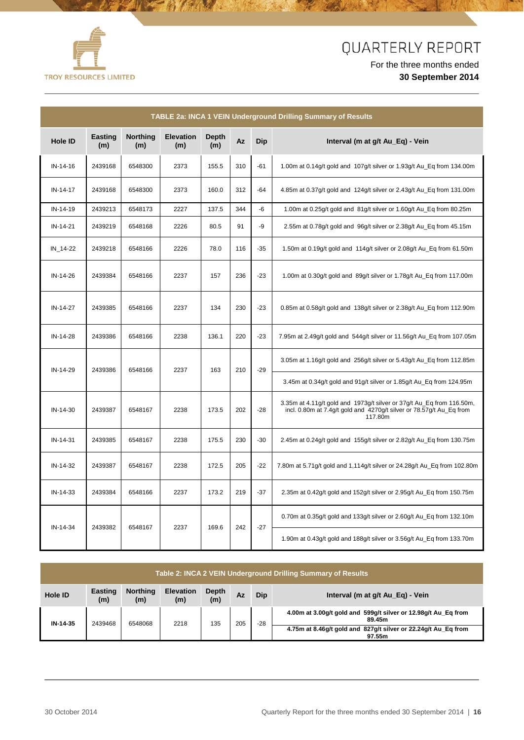| TABLE 2a: INCA 1 VEIN Underground Drilling Summary of Results | | | | | | | |
|---|---|---|---|---|---|---|---|
| **Hole ID** | **Easting (m)** | **Northing (m)** | **Elevation (m)** | **Depth (m)** | **Az** | **Dip** | **Interval (m at g/t Au_Eq) - Vein** |
| IN-14-16 | 2439168 | 6548300 | 2373 | 155.5 | 310 | -61 | 1.00m at 0.14g/t gold and 107g/t silver or 1.93g/t Au_Eq from 134.00m |
| IN-14-17 | 2439168 | 6548300 | 2373 | 160.0 | 312 | -64 | 4.85m at 0.37g/t gold and 124g/t silver or 2.43g/t Au_Eq from 131.00m |
| IN-14-19 | 2439213 | 6548173 | 2227 | 137.5 | 344 | -6 | 1.00m at 0.25g/t gold and 81g/t silver or 1.60g/t Au_Eq from 80.25m |
| IN-14-21 | 2439219 | 6548168 | 2226 | 80.5 | 91 | -9 | 2.55m at 0.78g/t gold and 96g/t silver or 2.38g/t Au_Eq from 45.15m |
| IN_14-22 | 2439218 | 6548166 | 2226 | 78.0 | 116 | -35 | 1.50m at 0.19g/t gold and 114g/t silver or 2.08g/t Au_Eq from 61.50m |
| IN-14-26 | 2439384 | 6548166 | 2237 | 157 | 236 | -23 | 1.00m at 0.30g/t gold and 89g/t silver or 1.78g/t Au_Eq from 117.00m |
| IN-14-27 | 2439385 | 6548166 | 2237 | 134 | 230 | -23 | 0.85m at 0.58g/t gold and 138g/t silver or 2.38g/t Au_Eq from 112.90m |
| IN-14-28 | 2439386 | 6548166 | 2238 | 136.1 | 220 | -23 | 7.95m at 2.49g/t gold and 544g/t silver or 11.56g/t Au_Eq from 107.05m |
| IN-14-29 | 2439386 | 6548166 | 2237 | 163 | 210 | -29 | 3.05m at 1.16g/t gold and 256g/t silver or 5.43g/t Au_Eq from 112.85m |
| | | | | | | | 3.45m at 0.34g/t gold and 91g/t silver or 1.85g/t Au_Eq from 124.95m |
| IN-14-30 | 2439387 | 6548167 | 2238 | 173.5 | 202 | -28 | 3.35m at 4.11g/t gold and 1973g/t silver or 37g/t Au_Eq from 116.50m, incl. 0.80m at 7.4g/t gold and 4270g/t silver or 78.57g/t Au_Eq from 117.80m |
| IN-14-31 | 2439385 | 6548167 | 2238 | 175.5 | 230 | -30 | 2.45m at 0.24g/t gold and 155g/t silver or 2.82g/t Au_Eq from 130.75m |
| IN-14-32 | 2439387 | 6548167 | 2238 | 172.5 | 205 | -22 | 7.80m at 5.71g/t gold and 1,114g/t silver or 24.28g/t Au_Eq from 102.80m |
| IN-14-33 | 2439384 | 6548166 | 2237 | 173.2 | 219 | -37 | 2.35m at 0.42g/t gold and 152g/t silver or 2.95g/t Au_Eq from 150.75m |
| IN-14-34 | 2439382 | 6548167 | 2237 | 169.6 | 242 | -27 | 0.70m at 0.35g/t gold and 133g/t silver or 2.60g/t Au_Eq from 132.10m |
| | | | | | | | 1.90m at 0.43g/t gold and 188g/t silver or 3.56g/t Au_Eq from 133.70m |

| Table 2: INCA 2 VEIN Underground Drilling Summary of Results | | | | | | | |
|---|---|---|---|---|---|---|---|
| **Hole ID** | **Easting (m)** | **Northing (m)** | **Elevation (m)** | **Depth (m)** | **Az** | **Dip** | **Interval (m at g/t Au_Eq) - Vein** |
| **IN-14-35** | 2439468 | 6548068 | 2218 | 135 | 205 | -28 | **4.00m at 3.00g/t gold and 599g/t silver or 12.98g/t Au_Eq from 89.45m** |
| | | | | | | | **4.75m at 8.46g/t gold and 827g/t silver or 22.24g/t Au_Eq from 97.55m** |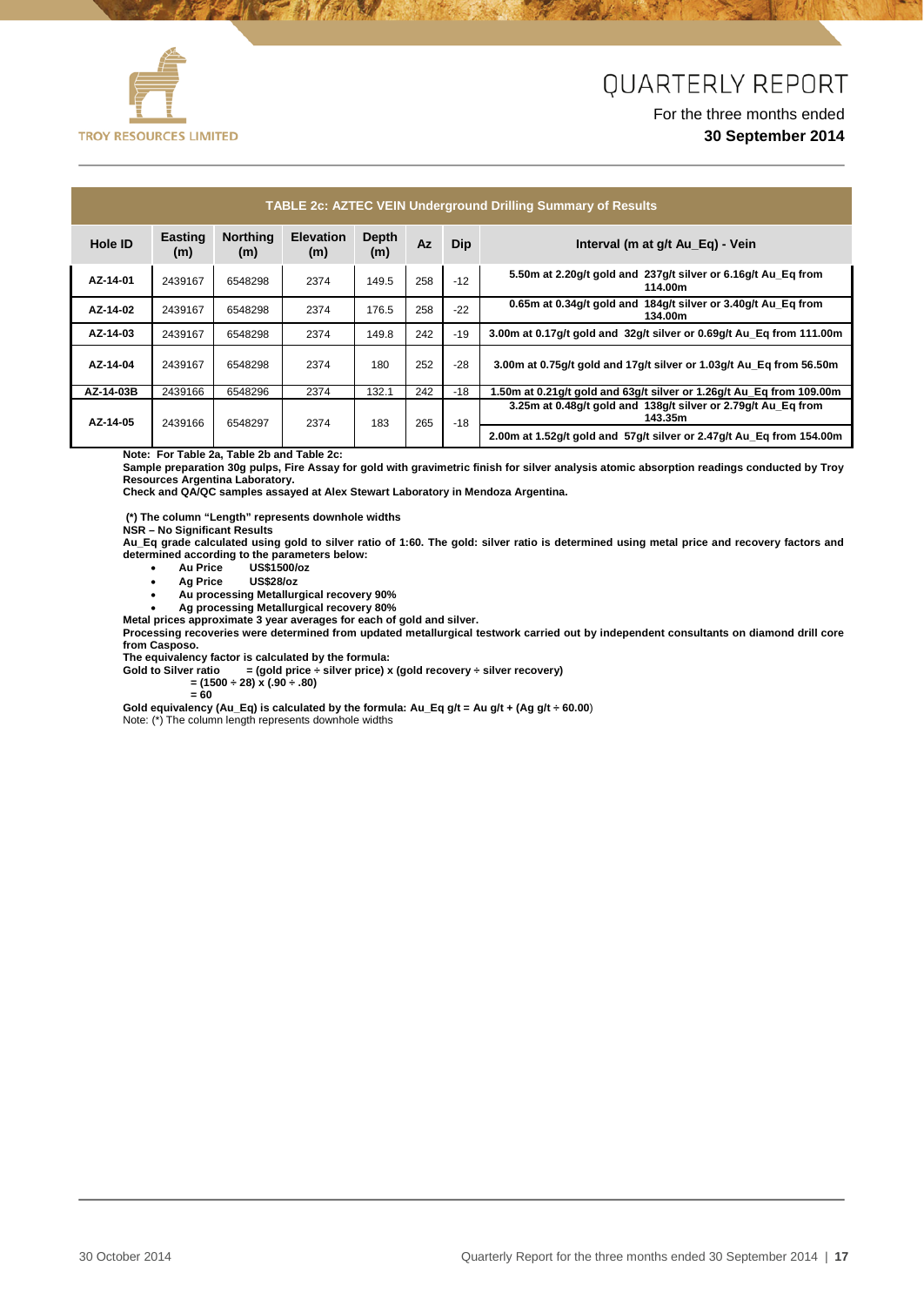**TABLE 2c: AZTEC VEIN Underground Drilling Summary of Results**

| Hole ID | Easting (m) | Northing (m) | Elevation (m) | Depth (m) | Az | Dip | Interval (m at g/t Au_Eq) - Vein |
|---|---|---|---|---|---|---|---|
| AZ-14-01 | 2439167 | 6548298 | 2374 | 149.5 | 258 | -12 | 5.50m at 2.20g/t gold and 237g/t silver or 6.16g/t Au_Eq from 114.00m |
| AZ-14-02 | 2439167 | 6548298 | 2374 | 176.5 | 258 | -22 | 0.65m at 0.34g/t gold and 184g/t silver or 3.40g/t Au_Eq from 134.00m |
| AZ-14-03 | 2439167 | 6548298 | 2374 | 149.8 | 242 | -19 | 3.00m at 0.17g/t gold and 32g/t silver or 0.69g/t Au_Eq from 111.00m |
| AZ-14-04 | 2439167 | 6548298 | 2374 | 180 | 252 | -28 | 3.00m at 0.75g/t gold and 17g/t silver or 1.03g/t Au_Eq from 56.50m |
| AZ-14-03B | 2439166 | 6548296 | 2374 | 132.1 | 242 | -18 | 1.50m at 0.21g/t gold and 63g/t silver or 1.26g/t Au_Eq from 109.00m |
| AZ-14-05 | 2439166 | 6548297 | 2374 | 183 | 265 | -18 | 3.25m at 0.48g/t gold and 138g/t silver or 2.79g/t Au_Eq from 143.35m |
| | | | | | | | 2.00m at 1.52g/t gold and 57g/t silver or 2.47g/t Au_Eq from 154.00m |

**Note: For Table 2a, Table 2b and Table 2c:**
**Sample preparation 30g pulps, Fire Assay for gold with gravimetric finish for silver analysis atomic absorption readings conducted by Troy Resources Argentina Laboratory.**
**Check and QA/QC samples assayed at Alex Stewart Laboratory in Mendoza Argentina.**

**(*) The column "Length" represents downhole widths**
**NSR – No Significant Results**
**Au_Eq grade calculated using gold to silver ratio of 1:60. The gold: silver ratio is determined using metal price and recovery factors and determined according to the parameters below:**

- **Au Price US$1500/oz**
- **Ag Price US$28/oz**
- **Au processing Metallurgical recovery 90%**
- **Ag processing Metallurgical recovery 80%**

**Metal prices approximate 3 year averages for each of gold and silver.**
**Processing recoveries were determined from updated metallurgical testwork carried out by independent consultants on diamond drill core from Casposo.**
**The equivalency factor is calculated by the formula:**
**Gold to Silver ratio = (gold price ÷ silver price) x (gold recovery ÷ silver recovery)**
**= (1500 ÷ 28) x (.90 ÷ .80)**
**= 60**

**Gold equivalency (Au_Eq) is calculated by the formula: Au_Eq g/t = Au g/t + (Ag g/t ÷ 60.00)**
Note: (*) The column length represents downhole widths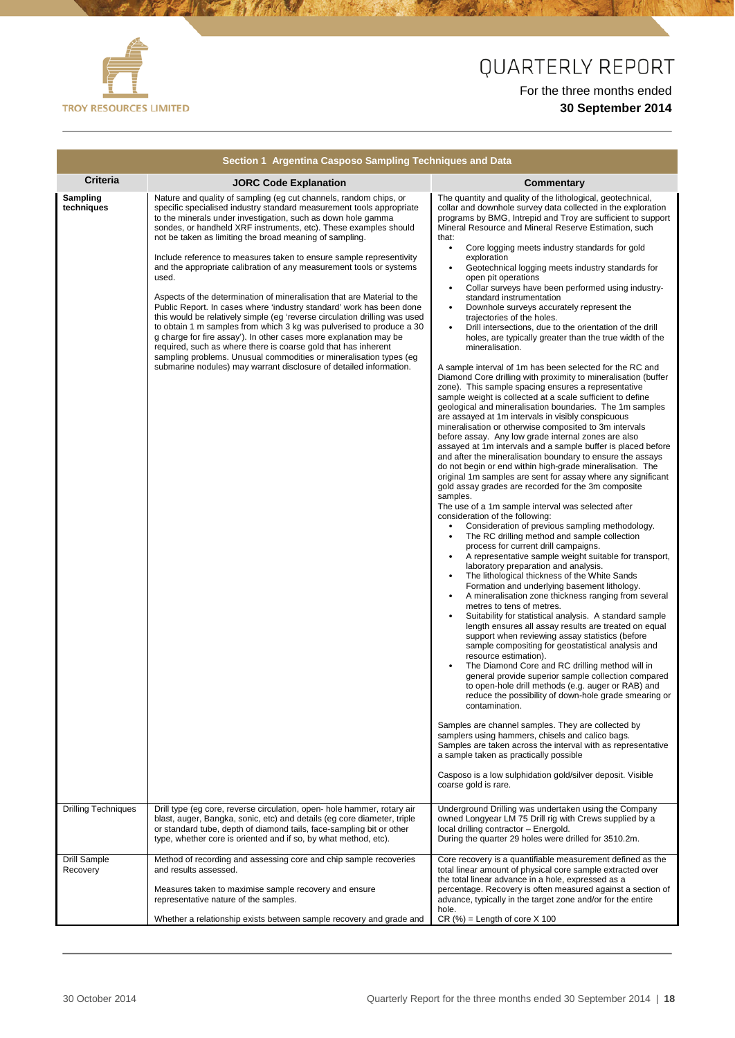| Section 1 Argentina Casposo Sampling Techniques and Data | | |
|---|---|---|
| **Criteria** | **JORC Code Explanation** | **Commentary** |
| **Sampling techniques** | Nature and quality of sampling (eg cut channels, random chips, or specific specialised industry standard measurement tools appropriate to the minerals under investigation, such as down hole gamma sondes, or handheld XRF instruments, etc). These examples should not be taken as limiting the broad meaning of sampling.<br><br>Include reference to measures taken to ensure sample representivity and the appropriate calibration of any measurement tools or systems used.<br><br>Aspects of the determination of mineralisation that are Material to the Public Report. In cases where 'industry standard' work has been done this would be relatively simple (eg 'reverse circulation drilling was used to obtain 1 m samples from which 3 kg was pulverised to produce a 30 g charge for fire assay'). In other cases more explanation may be required, such as where there is coarse gold that has inherent sampling problems. Unusual commodities or mineralisation types (eg submarine nodules) may warrant disclosure of detailed information. | The quantity and quality of the lithological, geotechnical, collar and downhole survey data collected in the exploration programs by BMG, Intrepid and Troy are sufficient to support Mineral Resource and Mineral Reserve Estimation, such that:<br>• Core logging meets industry standards for gold exploration<br>• Geotechnical logging meets industry standards for open pit operations<br>• Collar surveys have been performed using industry-standard instrumentation<br>• Downhole surveys accurately represent the trajectories of the holes.<br>• Drill intersections, due to the orientation of the drill holes, are typically greater than the true width of the mineralisation.<br><br>A sample interval of 1m has been selected for the RC and Diamond Core drilling with proximity to mineralisation (buffer zone). This sample spacing ensures a representative sample weight is collected at a scale sufficient to define geological and mineralisation boundaries. The 1m samples are assayed at 1m intervals in visibly conspicuous mineralisation or otherwise composited to 3m intervals before assay. Any low grade internal zones are also assayed at 1m intervals and a sample buffer is placed before and after the mineralisation boundary to ensure the assays do not begin or end within high-grade mineralisation. The original 1m samples are sent for assay where any significant gold assay grades are recorded for the 3m composite samples.<br>The use of a 1m sample interval was selected after consideration of the following:<br>• Consideration of previous sampling methodology.<br>• The RC drilling method and sample collection process for current drill campaigns.<br>• A representative sample weight suitable for transport, laboratory preparation and analysis.<br>• The lithological thickness of the White Sands Formation and underlying basement lithology.<br>• A mineralisation zone thickness ranging from several metres to tens of metres.<br>• Suitability for statistical analysis. A standard sample length ensures all assay results are treated on equal support when reviewing assay statistics (before sample compositing for geostatistical analysis and resource estimation).<br>• The Diamond Core and RC drilling method will in general provide superior sample collection compared to open-hole drill methods (e.g. auger or RAB) and reduce the possibility of down-hole grade smearing or contamination.<br><br>Samples are channel samples. They are collected by samplers using hammers, chisels and calico bags. Samples are taken across the interval with as representative a sample taken as practically possible<br><br>Casposo is a low sulphidation gold/silver deposit. Visible coarse gold is rare. |
| Drilling Techniques | Drill type (eg core, reverse circulation, open- hole hammer, rotary air blast, auger, Bangka, sonic, etc) and details (eg core diameter, triple or standard tube, depth of diamond tails, face-sampling bit or other type, whether core is oriented and if so, by what method, etc). | Underground Drilling was undertaken using the Company owned Longyear LM 75 Drill rig with Crews supplied by a local drilling contractor – Energold.<br>During the quarter 29 holes were drilled for 3510.2m. |
| Drill Sample Recovery | Method of recording and assessing core and chip sample recoveries and results assessed.<br><br>Measures taken to maximise sample recovery and ensure representative nature of the samples.<br><br>Whether a relationship exists between sample recovery and grade and | Core recovery is a quantifiable measurement defined as the total linear amount of physical core sample extracted over the total linear advance in a hole, expressed as a percentage. Recovery is often measured against a section of advance, typically in the target zone and/or for the entire hole.<br>CR (%) = Length of core X 100 |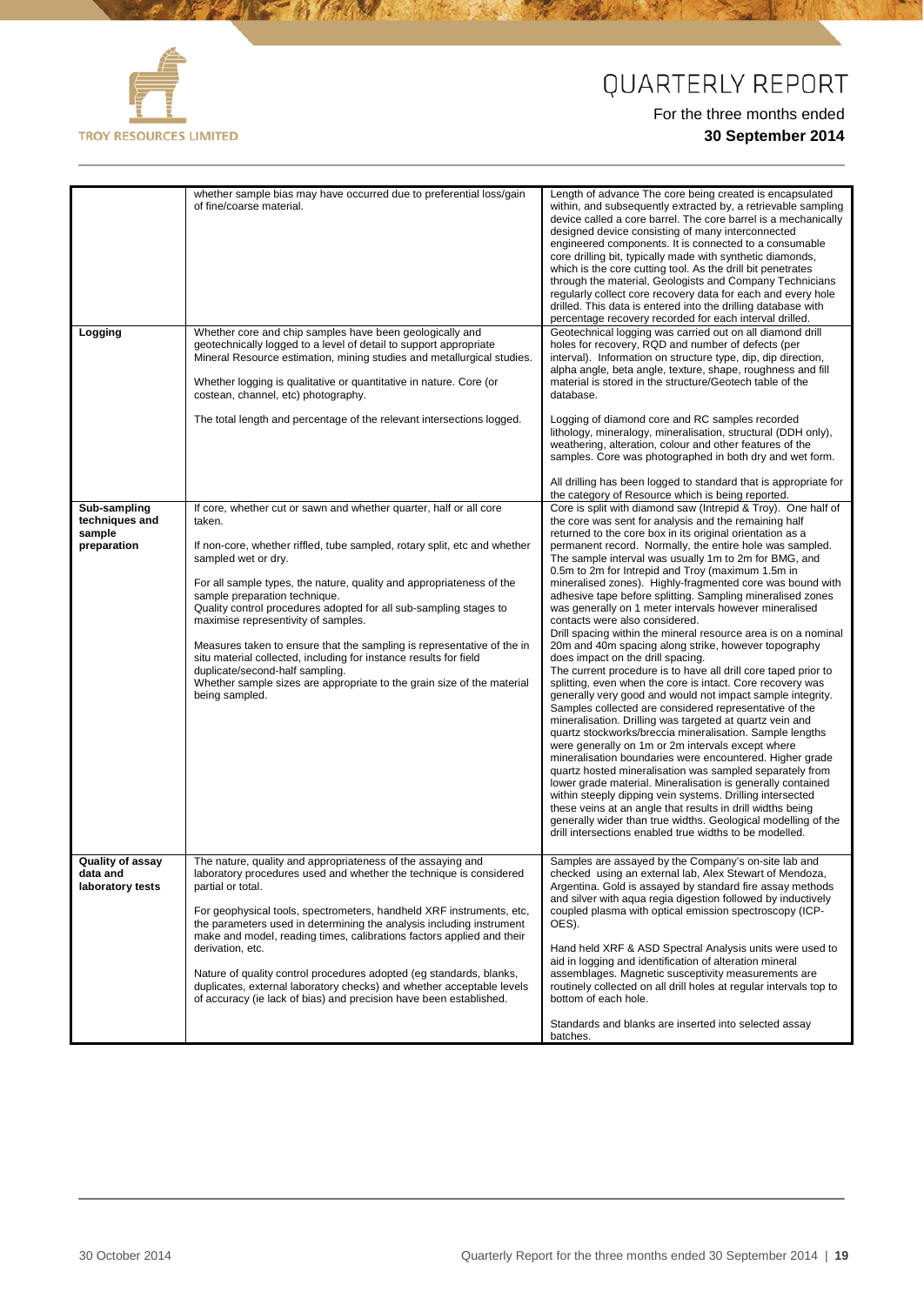| | | |
|---|---|---|
| | whether sample bias may have occurred due to preferential loss/gain of fine/coarse material. | Length of advance The core being created is encapsulated within, and subsequently extracted by, a retrievable sampling device called a core barrel. The core barrel is a mechanically designed device consisting of many interconnected engineered components. It is connected to a consumable core drilling bit, typically made with synthetic diamonds, which is the core cutting tool. As the drill bit penetrates through the material, Geologists and Company Technicians regularly collect core recovery data for each and every hole drilled. This data is entered into the drilling database with percentage recovery recorded for each interval drilled. |
| **Logging** | Whether core and chip samples have been geologically and geotechnically logged to a level of detail to support appropriate Mineral Resource estimation, mining studies and metallurgical studies.<br><br>Whether logging is qualitative or quantitative in nature. Core (or costean, channel, etc) photography.<br><br>The total length and percentage of the relevant intersections logged. | Geotechnical logging was carried out on all diamond drill holes for recovery, RQD and number of defects (per interval). Information on structure type, dip, dip direction, alpha angle, beta angle, texture, shape, roughness and fill material is stored in the structure/Geotech table of the database.<br><br>Logging of diamond core and RC samples recorded lithology, mineralogy, mineralisation, structural (DDH only), weathering, alteration, colour and other features of the samples. Core was photographed in both dry and wet form.<br><br>All drilling has been logged to standard that is appropriate for the category of Resource which is being reported. |
| **Sub-sampling techniques and sample preparation** | If core, whether cut or sawn and whether quarter, half or all core taken.<br><br>If non-core, whether riffled, tube sampled, rotary split, etc and whether sampled wet or dry.<br><br>For all sample types, the nature, quality and appropriateness of the sample preparation technique.<br>Quality control procedures adopted for all sub-sampling stages to maximise representivity of samples.<br><br>Measures taken to ensure that the sampling is representative of the in situ material collected, including for instance results for field duplicate/second-half sampling.<br>Whether sample sizes are appropriate to the grain size of the material being sampled. | Core is split with diamond saw (Intrepid & Troy). One half of the core was sent for analysis and the remaining half returned to the core box in its original orientation as a permanent record. Normally, the entire hole was sampled. The sample interval was usually 1m to 2m for BMG, and 0.5m to 2m for Intrepid and Troy (maximum 1.5m in mineralised zones). Highly-fragmented core was bound with adhesive tape before splitting. Sampling mineralised zones was generally on 1 meter intervals however mineralised contacts were also considered.<br>Drill spacing within the mineral resource area is on a nominal 20m and 40m spacing along strike, however topography does impact on the drill spacing.<br>The current procedure is to have all drill core taped prior to splitting, even when the core is intact. Core recovery was generally very good and would not impact sample integrity.<br>Samples collected are considered representative of the mineralisation. Drilling was targeted at quartz vein and quartz stockworks/breccia mineralisation. Sample lengths were generally on 1m or 2m intervals except where mineralisation boundaries were encountered. Higher grade quartz hosted mineralisation was sampled separately from lower grade material. Mineralisation is generally contained within steeply dipping vein systems. Drilling intersected these veins at an angle that results in drill widths being generally wider than true widths. Geological modelling of the drill intersections enabled true widths to be modelled. |
| **Quality of assay data and laboratory tests** | The nature, quality and appropriateness of the assaying and laboratory procedures used and whether the technique is considered partial or total.<br><br>For geophysical tools, spectrometers, handheld XRF instruments, etc, the parameters used in determining the analysis including instrument make and model, reading times, calibrations factors applied and their derivation, etc.<br><br>Nature of quality control procedures adopted (eg standards, blanks, duplicates, external laboratory checks) and whether acceptable levels of accuracy (ie lack of bias) and precision have been established. | Samples are assayed by the Company's on-site lab and checked using an external lab, Alex Stewart of Mendoza, Argentina. Gold is assayed by standard fire assay methods and silver with aqua regia digestion followed by inductively coupled plasma with optical emission spectroscopy (ICP-OES).<br><br>Hand held XRF & ASD Spectral Analysis units were used to aid in logging and identification of alteration mineral assemblages. Magnetic susceptivity measurements are routinely collected on all drill holes at regular intervals top to bottom of each hole.<br><br>Standards and blanks are inserted into selected assay batches. |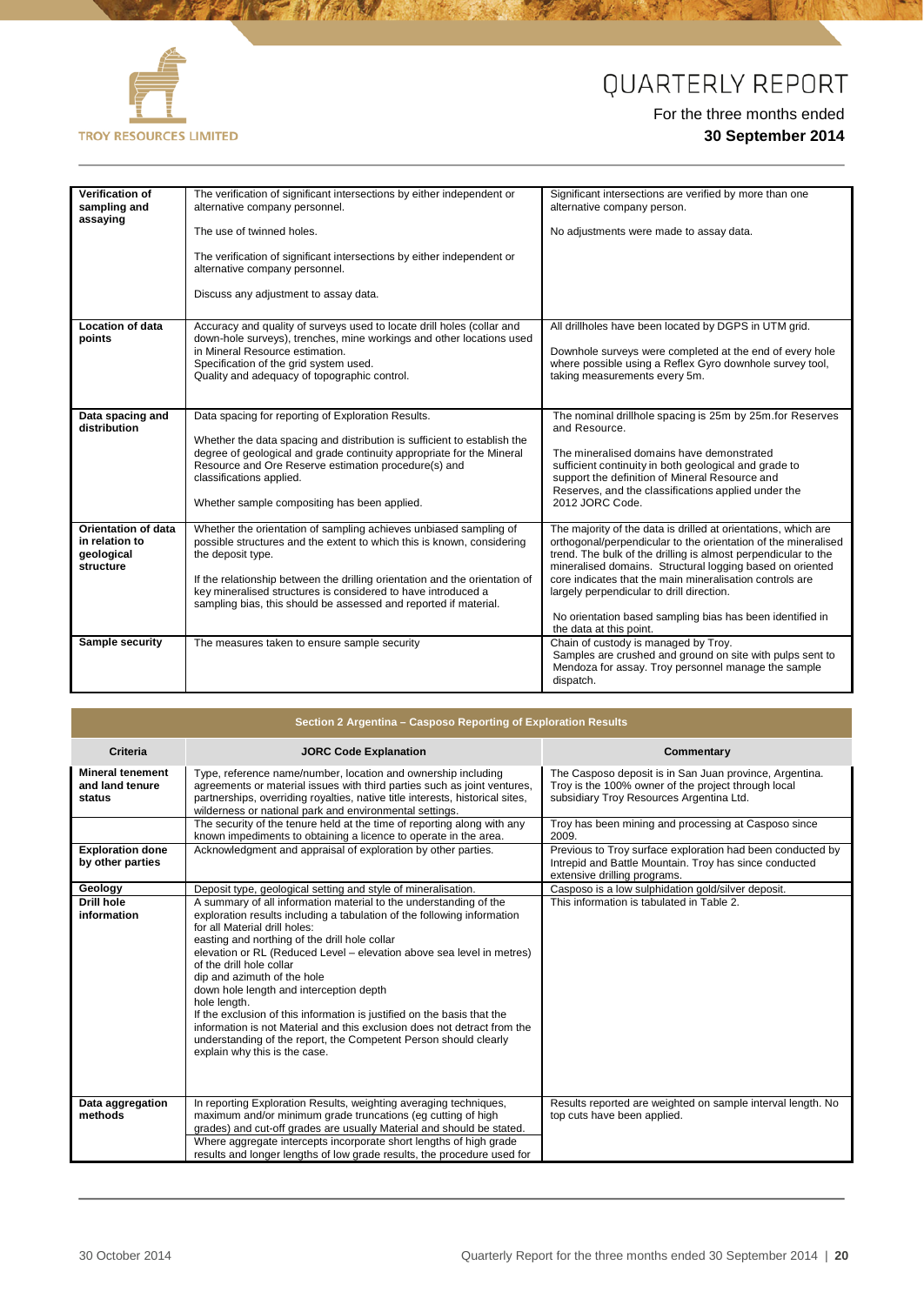| | | |
|---|---|---|
| **Verification of sampling and assaying** | The verification of significant intersections by either independent or alternative company personnel.<br><br>The use of twinned holes.<br><br>The verification of significant intersections by either independent or alternative company personnel.<br><br>Discuss any adjustment to assay data. | Significant intersections are verified by more than one alternative company person.<br><br>No adjustments were made to assay data. |
| **Location of data points** | Accuracy and quality of surveys used to locate drill holes (collar and down-hole surveys), trenches, mine workings and other locations used in Mineral Resource estimation.<br>Specification of the grid system used.<br>Quality and adequacy of topographic control. | All drillholes have been located by DGPS in UTM grid.<br><br>Downhole surveys were completed at the end of every hole where possible using a Reflex Gyro downhole survey tool, taking measurements every 5m. |
| **Data spacing and distribution** | Data spacing for reporting of Exploration Results.<br><br>Whether the data spacing and distribution is sufficient to establish the degree of geological and grade continuity appropriate for the Mineral Resource and Ore Reserve estimation procedure(s) and classifications applied.<br><br>Whether sample compositing has been applied. | The nominal drillhole spacing is 25m by 25m.for Reserves and Resource.<br><br>The mineralised domains have demonstrated sufficient continuity in both geological and grade to support the definition of Mineral Resource and Reserves, and the classifications applied under the 2012 JORC Code. |
| **Orientation of data in relation to geological structure** | Whether the orientation of sampling achieves unbiased sampling of possible structures and the extent to which this is known, considering the deposit type.<br><br>If the relationship between the drilling orientation and the orientation of key mineralised structures is considered to have introduced a sampling bias, this should be assessed and reported if material. | The majority of the data is drilled at orientations, which are orthogonal/perpendicular to the orientation of the mineralised trend. The bulk of the drilling is almost perpendicular to the mineralised domains. Structural logging based on oriented core indicates that the main mineralisation controls are largely perpendicular to drill direction.<br><br>No orientation based sampling bias has been identified in the data at this point. |
| **Sample security** | The measures taken to ensure sample security | Chain of custody is managed by Troy.<br>Samples are crushed and ground on site with pulps sent to Mendoza for assay. Troy personnel manage the sample dispatch. |

**Section 2 Argentina – Casposo Reporting of Exploration Results**

| Criteria | JORC Code Explanation | Commentary |
|---|---|---|
| **Mineral tenement and land tenure status** | Type, reference name/number, location and ownership including agreements or material issues with third parties such as joint ventures, partnerships, overriding royalties, native title interests, historical sites, wilderness or national park and environmental settings. | The Casposo deposit is in San Juan province, Argentina. Troy is the 100% owner of the project through local subsidiary Troy Resources Argentina Ltd. |
| | The security of the tenure held at the time of reporting along with any known impediments to obtaining a licence to operate in the area. | Troy has been mining and processing at Casposo since 2009. |
| **Exploration done by other parties** | Acknowledgment and appraisal of exploration by other parties. | Previous to Troy surface exploration had been conducted by Intrepid and Battle Mountain. Troy has since conducted extensive drilling programs. |
| **Geology** | Deposit type, geological setting and style of mineralisation. | Casposo is a low sulphidation gold/silver deposit. |
| **Drill hole information** | A summary of all information material to the understanding of the exploration results including a tabulation of the following information for all Material drill holes:<br>easting and northing of the drill hole collar<br>elevation or RL (Reduced Level – elevation above sea level in metres) of the drill hole collar<br>dip and azimuth of the hole<br>down hole length and interception depth<br>hole length.<br>If the exclusion of this information is justified on the basis that the information is not Material and this exclusion does not detract from the understanding of the report, the Competent Person should clearly explain why this is the case. | This information is tabulated in Table 2. |
| **Data aggregation methods** | In reporting Exploration Results, weighting averaging techniques, maximum and/or minimum grade truncations (eg cutting of high grades) and cut-off grades are usually Material and should be stated.<br>Where aggregate intercepts incorporate short lengths of high grade results and longer lengths of low grade results, the procedure used for | Results reported are weighted on sample interval length. No top cuts have been applied. |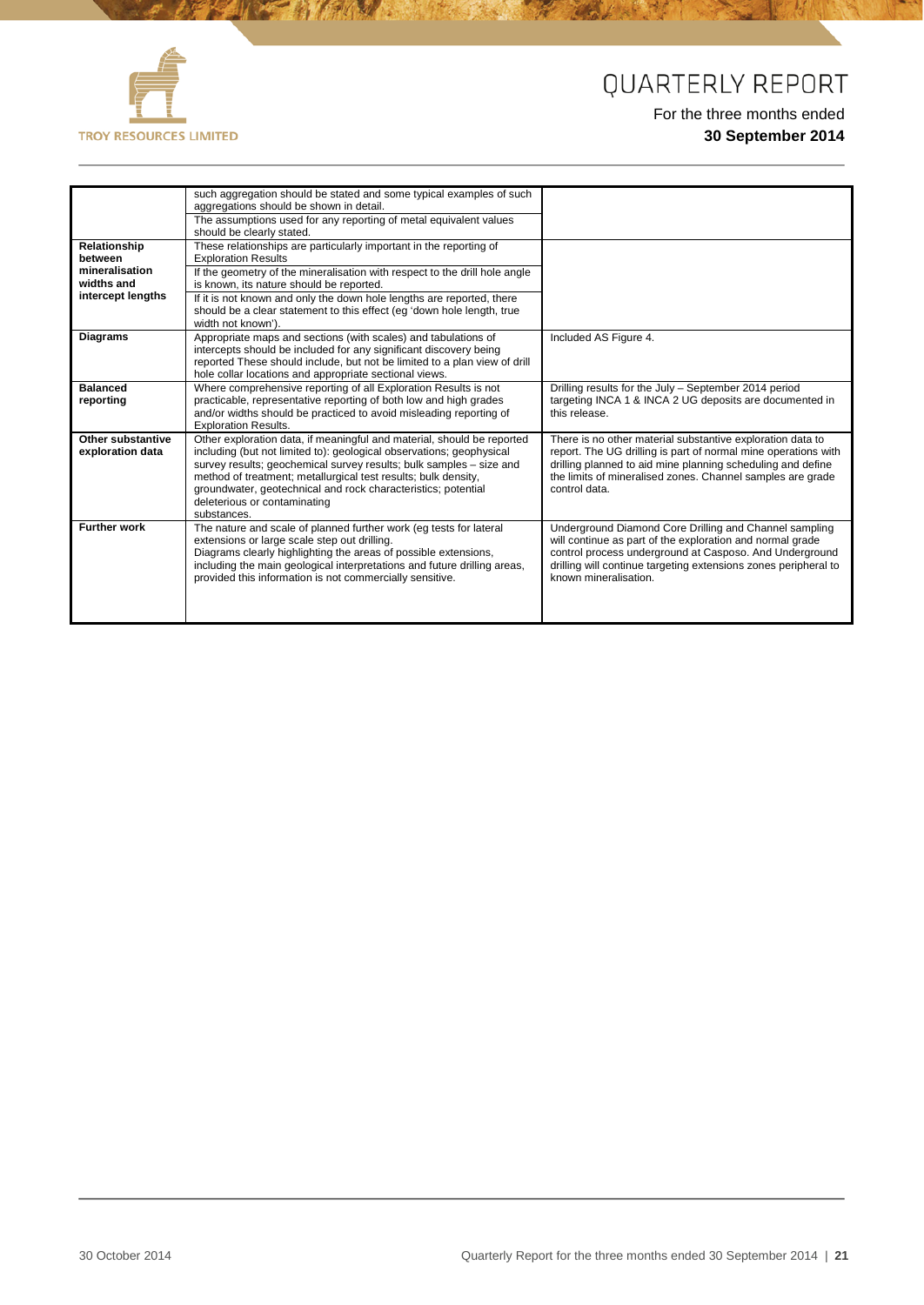| | | |
|---|---|---|
| | such aggregation should be stated and some typical examples of such aggregations should be shown in detail.<br>The assumptions used for any reporting of metal equivalent values should be clearly stated. | |
| **Relationship between mineralisation widths and intercept lengths** | These relationships are particularly important in the reporting of Exploration Results<br>If the geometry of the mineralisation with respect to the drill hole angle is known, its nature should be reported.<br>If it is not known and only the down hole lengths are reported, there should be a clear statement to this effect (eg 'down hole length, true width not known'). | |
| **Diagrams** | Appropriate maps and sections (with scales) and tabulations of intercepts should be included for any significant discovery being reported These should include, but not be limited to a plan view of drill hole collar locations and appropriate sectional views. | Included AS Figure 4. |
| **Balanced reporting** | Where comprehensive reporting of all Exploration Results is not practicable, representative reporting of both low and high grades and/or widths should be practiced to avoid misleading reporting of Exploration Results. | Drilling results for the July – September 2014 period targeting INCA 1 & INCA 2 UG deposits are documented in this release. |
| **Other substantive exploration data** | Other exploration data, if meaningful and material, should be reported including (but not limited to): geological observations; geophysical survey results; geochemical survey results; bulk samples – size and method of treatment; metallurgical test results; bulk density, groundwater, geotechnical and rock characteristics; potential deleterious or contaminating substances. | There is no other material substantive exploration data to report. The UG drilling is part of normal mine operations with drilling planned to aid mine planning scheduling and define the limits of mineralised zones. Channel samples are grade control data. |
| **Further work** | The nature and scale of planned further work (eg tests for lateral extensions or large scale step out drilling.<br>Diagrams clearly highlighting the areas of possible extensions, including the main geological interpretations and future drilling areas, provided this information is not commercially sensitive. | Underground Diamond Core Drilling and Channel sampling will continue as part of the exploration and normal grade control process underground at Casposo. And Underground drilling will continue targeting extensions zones peripheral to known mineralisation. |